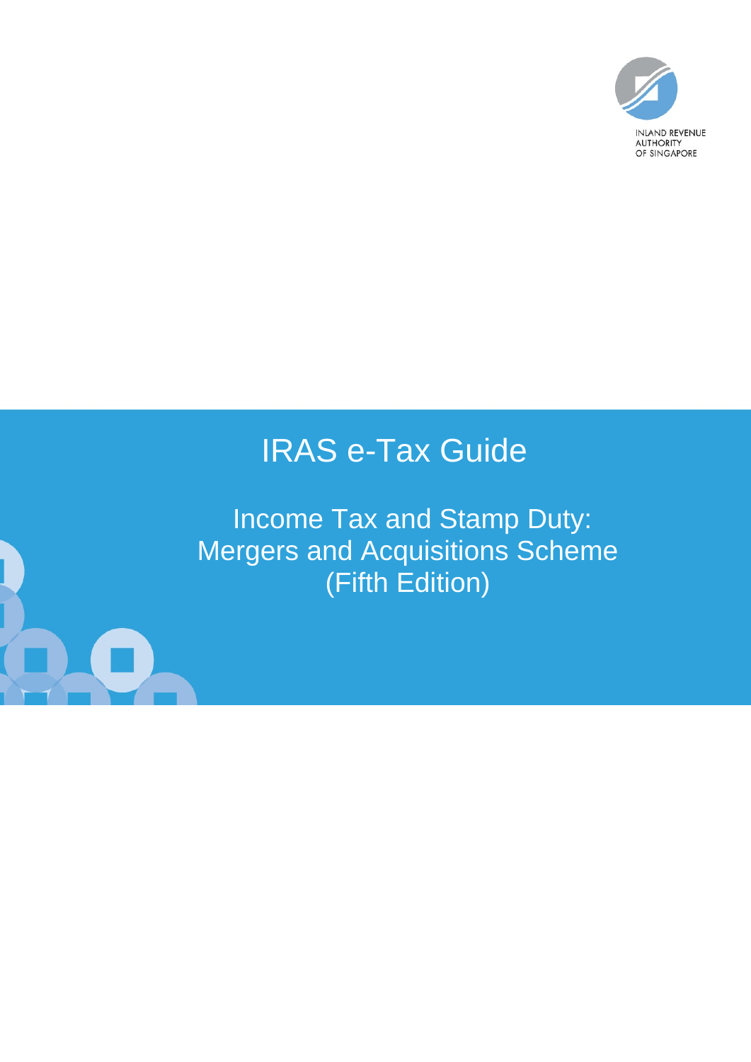INLAND REVENUE AUTHORITY OF SINGAPORE

# IRAS e-Tax Guide

## Income Tax and Stamp Duty: Mergers and Acquisitions Scheme (Fifth Edition)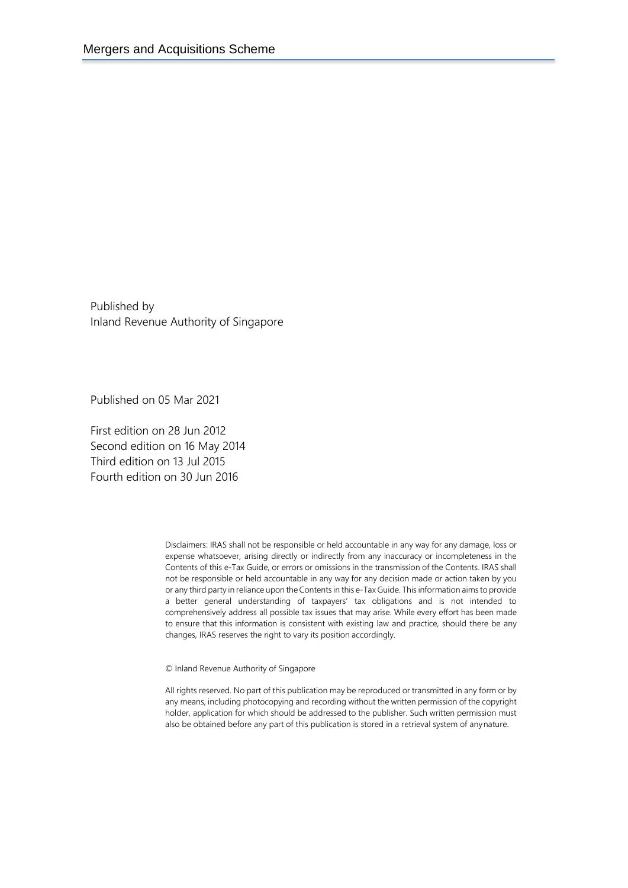Published by
Inland Revenue Authority of Singapore

Published on 05 Mar 2021

First edition on 28 Jun 2012
Second edition on 16 May 2014
Third edition on 13 Jul 2015
Fourth edition on 30 Jun 2016

Disclaimers: IRAS shall not be responsible or held accountable in any way for any damage, loss or expense whatsoever, arising directly or indirectly from any inaccuracy or incompleteness in the Contents of this e-Tax Guide, or errors or omissions in the transmission of the Contents. IRAS shall not be responsible or held accountable in any way for any decision made or action taken by you or any third party in reliance upon the Contents in this e-Tax Guide. This information aims to provide a better general understanding of taxpayers' tax obligations and is not intended to comprehensively address all possible tax issues that may arise. While every effort has been made to ensure that this information is consistent with existing law and practice, should there be any changes, IRAS reserves the right to vary its position accordingly.

© Inland Revenue Authority of Singapore

All rights reserved. No part of this publication may be reproduced or transmitted in any form or by any means, including photocopying and recording without the written permission of the copyright holder, application for which should be addressed to the publisher. Such written permission must also be obtained before any part of this publication is stored in a retrieval system of any nature.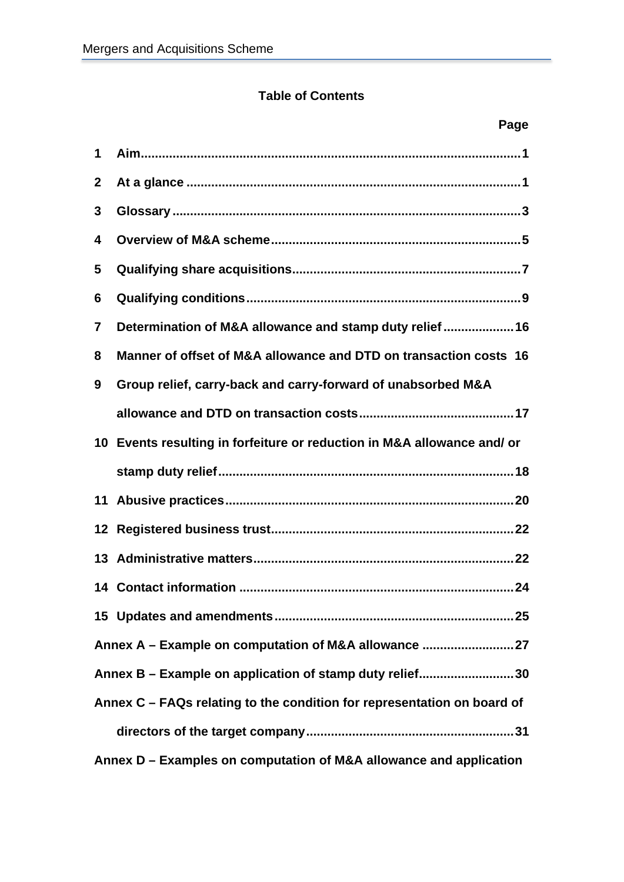**Table of Contents**

| | | Page |
|---|---|---|
| 1 | Aim | 1 |
| 2 | At a glance | 1 |
| 3 | Glossary | 3 |
| 4 | Overview of M&A scheme | 5 |
| 5 | Qualifying share acquisitions | 7 |
| 6 | Qualifying conditions | 9 |
| 7 | Determination of M&A allowance and stamp duty relief | 16 |
| 8 | Manner of offset of M&A allowance and DTD on transaction costs | 16 |
| 9 | Group relief, carry-back and carry-forward of unabsorbed M&A allowance and DTD on transaction costs | 17 |
| 10 | Events resulting in forfeiture or reduction in M&A allowance and/ or stamp duty relief | 18 |
| 11 | Abusive practices | 20 |
| 12 | Registered business trust | 22 |
| 13 | Administrative matters | 22 |
| 14 | Contact information | 24 |
| 15 | Updates and amendments | 25 |
| Annex A – Example on computation of M&A allowance | | 27 |
| Annex B – Example on application of stamp duty relief | | 30 |
| Annex C – FAQs relating to the condition for representation on board of directors of the target company | | 31 |
| Annex D – Examples on computation of M&A allowance and application | | |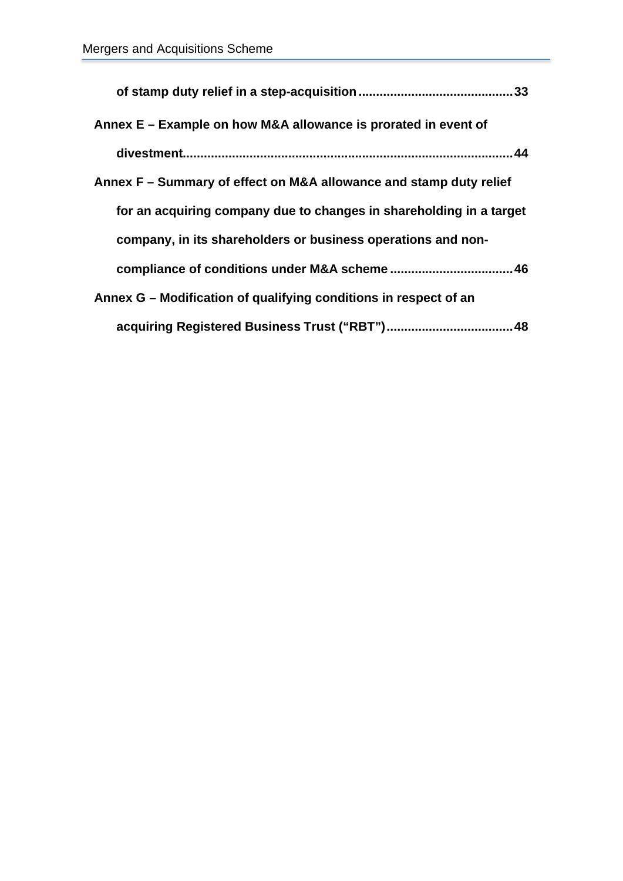**of stamp duty relief in a step-acquisition............................................33**

**Annex E – Example on how M&A allowance is prorated in event of divestment.............................................................................................44**

**Annex F – Summary of effect on M&A allowance and stamp duty relief for an acquiring company due to changes in shareholding in a target company, in its shareholders or business operations and non-compliance of conditions under M&A scheme ...................................46**

**Annex G – Modification of qualifying conditions in respect of an acquiring Registered Business Trust ("RBT")....................................48**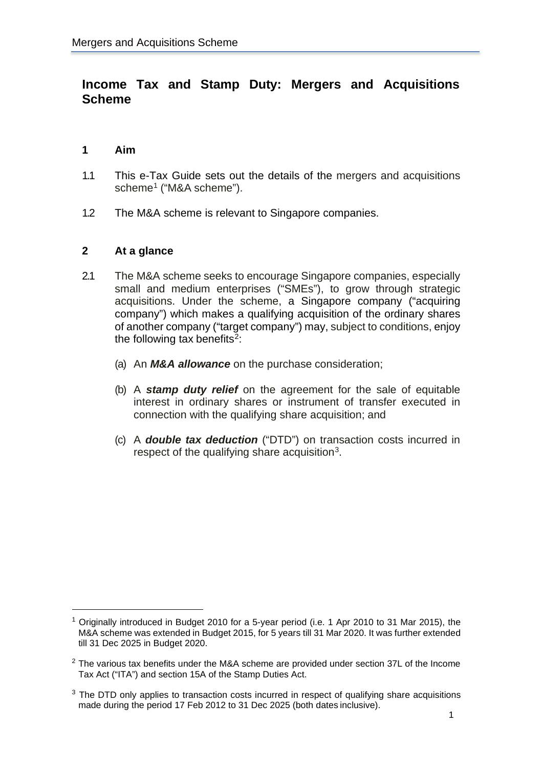# Income Tax and Stamp Duty: Mergers and Acquisitions Scheme

## 1 Aim

1.1 This e-Tax Guide sets out the details of the mergers and acquisitions scheme[1] ("M&A scheme").

1.2 The M&A scheme is relevant to Singapore companies.

## 2 At a glance

2.1 The M&A scheme seeks to encourage Singapore companies, especially small and medium enterprises ("SMEs"), to grow through strategic acquisitions. Under the scheme, a Singapore company ("acquiring company") which makes a qualifying acquisition of the ordinary shares of another company ("target company") may, subject to conditions, enjoy the following tax benefits[2]:

(a) An ***M&A allowance*** on the purchase consideration;

(b) A ***stamp duty relief*** on the agreement for the sale of equitable interest in ordinary shares or instrument of transfer executed in connection with the qualifying share acquisition; and

(c) A ***double tax deduction*** ("DTD") on transaction costs incurred in respect of the qualifying share acquisition[3].

---

[1] Originally introduced in Budget 2010 for a 5-year period (i.e. 1 Apr 2010 to 31 Mar 2015), the M&A scheme was extended in Budget 2015, for 5 years till 31 Mar 2020. It was further extended till 31 Dec 2025 in Budget 2020.

[2] The various tax benefits under the M&A scheme are provided under section 37L of the Income Tax Act ("ITA") and section 15A of the Stamp Duties Act.

[3] The DTD only applies to transaction costs incurred in respect of qualifying share acquisitions made during the period 17 Feb 2012 to 31 Dec 2025 (both dates inclusive).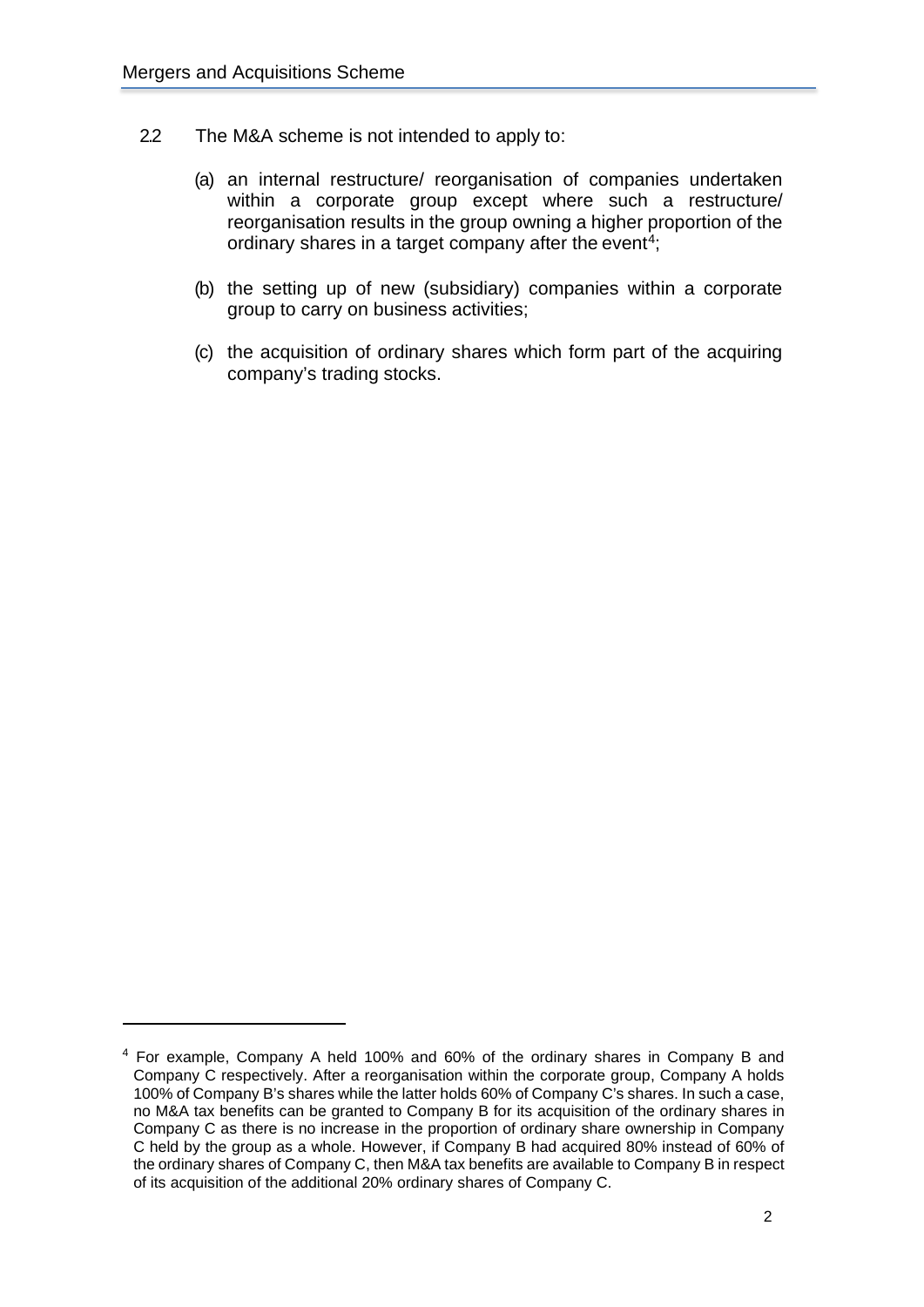2.2 The M&A scheme is not intended to apply to:

(a) an internal restructure/ reorganisation of companies undertaken within a corporate group except where such a restructure/ reorganisation results in the group owning a higher proportion of the ordinary shares in a target company after the event[4];

(b) the setting up of new (subsidiary) companies within a corporate group to carry on business activities;

(c) the acquisition of ordinary shares which form part of the acquiring company's trading stocks.

---

[4] For example, Company A held 100% and 60% of the ordinary shares in Company B and Company C respectively. After a reorganisation within the corporate group, Company A holds 100% of Company B's shares while the latter holds 60% of Company C's shares. In such a case, no M&A tax benefits can be granted to Company B for its acquisition of the ordinary shares in Company C as there is no increase in the proportion of ordinary share ownership in Company C held by the group as a whole. However, if Company B had acquired 80% instead of 60% of the ordinary shares of Company C, then M&A tax benefits are available to Company B in respect of its acquisition of the additional 20% ordinary shares of Company C.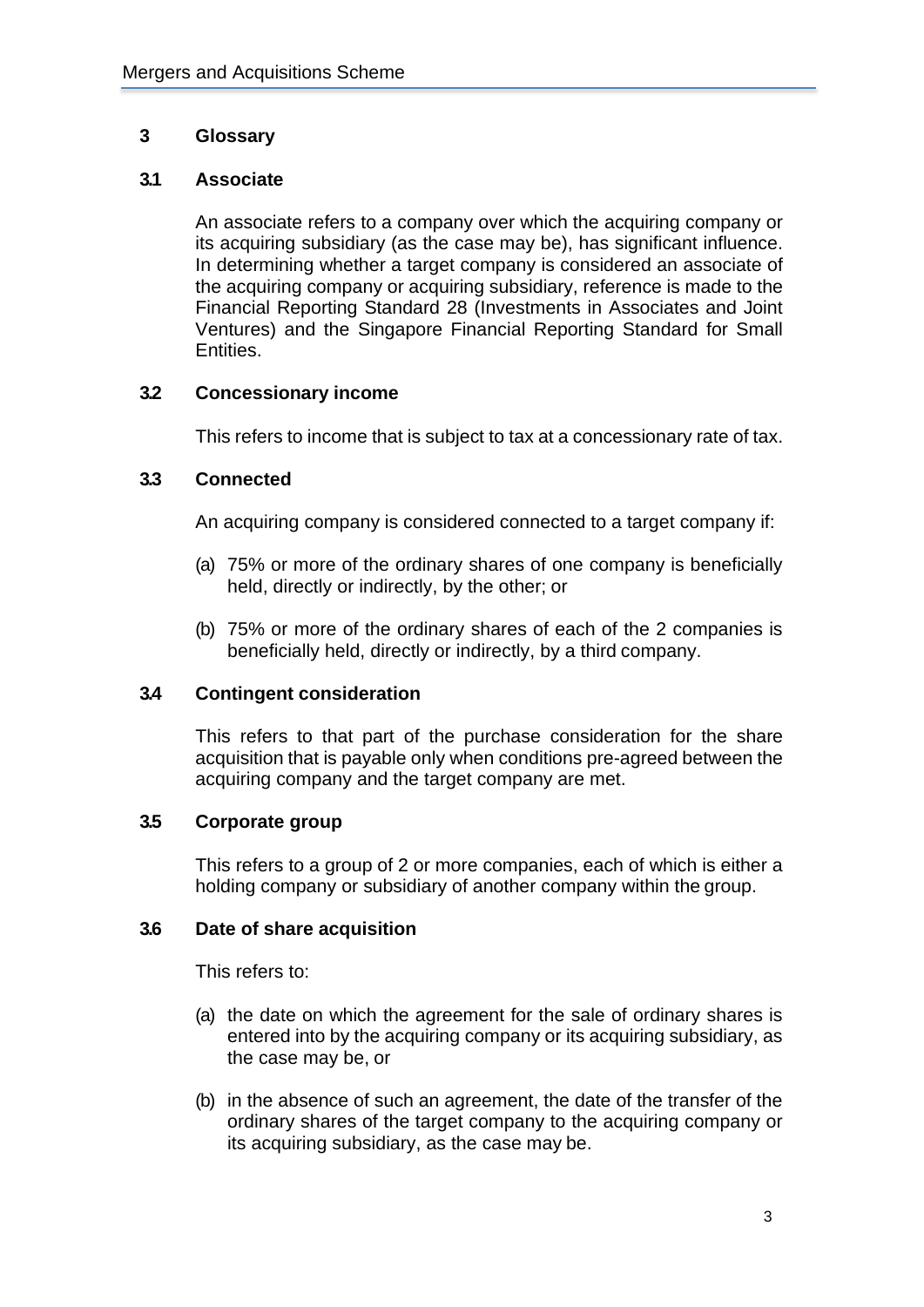## 3 Glossary

### 3.1 Associate

An associate refers to a company over which the acquiring company or its acquiring subsidiary (as the case may be), has significant influence. In determining whether a target company is considered an associate of the acquiring company or acquiring subsidiary, reference is made to the Financial Reporting Standard 28 (Investments in Associates and Joint Ventures) and the Singapore Financial Reporting Standard for Small Entities.

### 3.2 Concessionary income

This refers to income that is subject to tax at a concessionary rate of tax.

### 3.3 Connected

An acquiring company is considered connected to a target company if:

(a) 75% or more of the ordinary shares of one company is beneficially held, directly or indirectly, by the other; or

(b) 75% or more of the ordinary shares of each of the 2 companies is beneficially held, directly or indirectly, by a third company.

### 3.4 Contingent consideration

This refers to that part of the purchase consideration for the share acquisition that is payable only when conditions pre-agreed between the acquiring company and the target company are met.

### 3.5 Corporate group

This refers to a group of 2 or more companies, each of which is either a holding company or subsidiary of another company within the group.

### 3.6 Date of share acquisition

This refers to:

(a) the date on which the agreement for the sale of ordinary shares is entered into by the acquiring company or its acquiring subsidiary, as the case may be, or

(b) in the absence of such an agreement, the date of the transfer of the ordinary shares of the target company to the acquiring company or its acquiring subsidiary, as the case may be.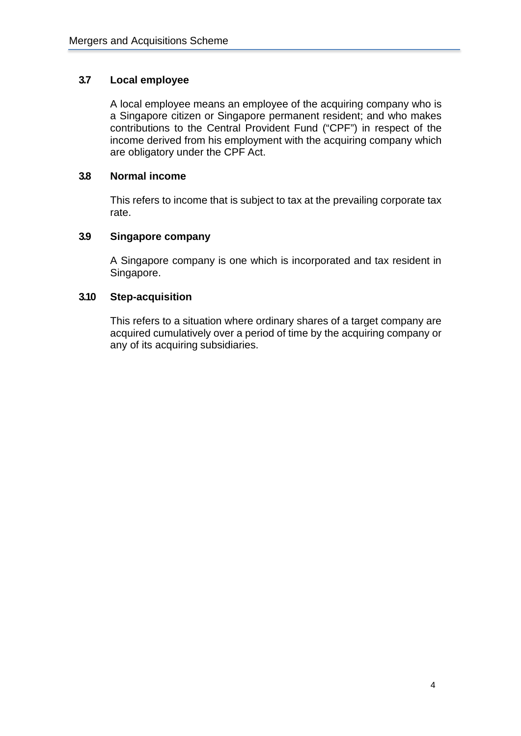### 3.7 Local employee

A local employee means an employee of the acquiring company who is a Singapore citizen or Singapore permanent resident; and who makes contributions to the Central Provident Fund ("CPF") in respect of the income derived from his employment with the acquiring company which are obligatory under the CPF Act.

### 3.8 Normal income

This refers to income that is subject to tax at the prevailing corporate tax rate.

### 3.9 Singapore company

A Singapore company is one which is incorporated and tax resident in Singapore.

### 3.10 Step-acquisition

This refers to a situation where ordinary shares of a target company are acquired cumulatively over a period of time by the acquiring company or any of its acquiring subsidiaries.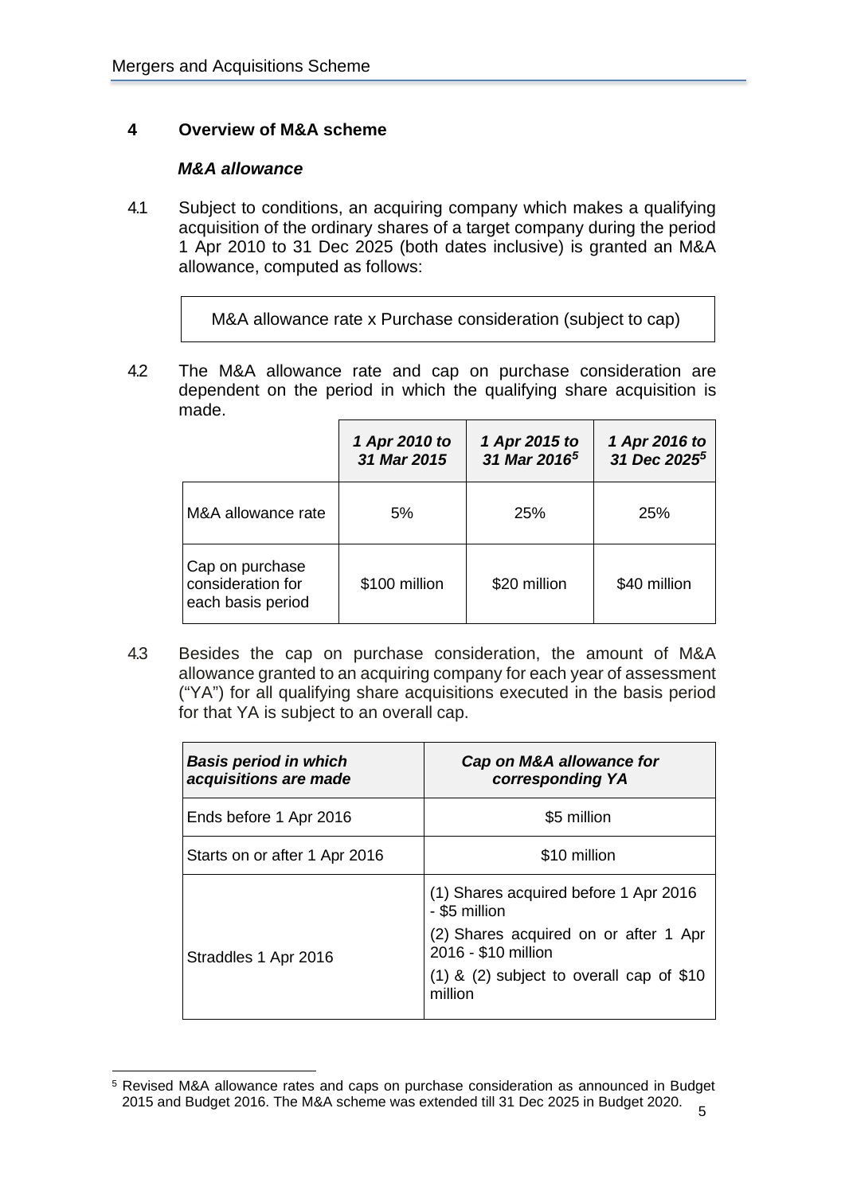## 4 Overview of M&A scheme

### *M&A allowance*

4.1 Subject to conditions, an acquiring company which makes a qualifying acquisition of the ordinary shares of a target company during the period 1 Apr 2010 to 31 Dec 2025 (both dates inclusive) is granted an M&A allowance, computed as follows:

> M&A allowance rate x Purchase consideration (subject to cap)

4.2 The M&A allowance rate and cap on purchase consideration are dependent on the period in which the qualifying share acquisition is made.

| | ***1 Apr 2010 to 31 Mar 2015*** | ***1 Apr 2015 to 31 Mar 2016[5]*** | ***1 Apr 2016 to 31 Dec 2025[5]*** |
|---|---|---|---|
| M&A allowance rate | 5% | 25% | 25% |
| Cap on purchase consideration for each basis period | \$100 million | \$20 million | \$40 million |

4.3 Besides the cap on purchase consideration, the amount of M&A allowance granted to an acquiring company for each year of assessment ("YA") for all qualifying share acquisitions executed in the basis period for that YA is subject to an overall cap.

| ***Basis period in which acquisitions are made*** | ***Cap on M&A allowance for corresponding YA*** |
|---|---|
| Ends before 1 Apr 2016 | \$5 million |
| Starts on or after 1 Apr 2016 | \$10 million |
| Straddles 1 Apr 2016 | (1) Shares acquired before 1 Apr 2016 - \$5 million<br>(2) Shares acquired on or after 1 Apr 2016 - \$10 million<br>(1) & (2) subject to overall cap of \$10 million |

[5] Revised M&A allowance rates and caps on purchase consideration as announced in Budget 2015 and Budget 2016. The M&A scheme was extended till 31 Dec 2025 in Budget 2020.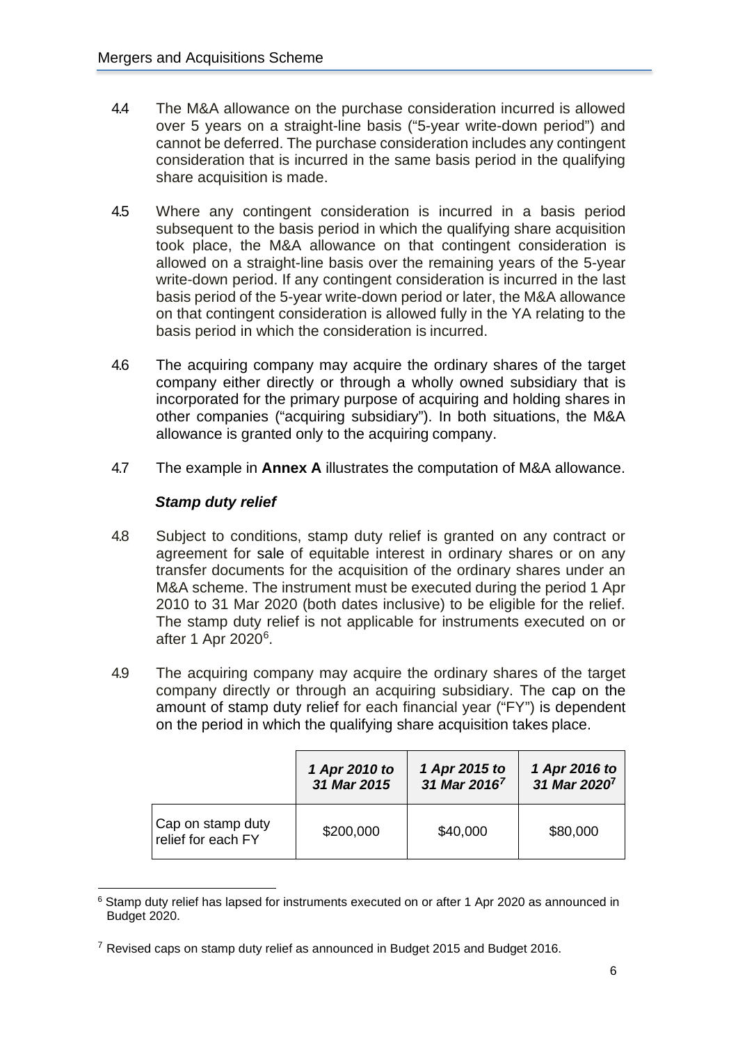4.4 The M&A allowance on the purchase consideration incurred is allowed over 5 years on a straight-line basis ("5-year write-down period") and cannot be deferred. The purchase consideration includes any contingent consideration that is incurred in the same basis period in the qualifying share acquisition is made.

4.5 Where any contingent consideration is incurred in a basis period subsequent to the basis period in which the qualifying share acquisition took place, the M&A allowance on that contingent consideration is allowed on a straight-line basis over the remaining years of the 5-year write-down period. If any contingent consideration is incurred in the last basis period of the 5-year write-down period or later, the M&A allowance on that contingent consideration is allowed fully in the YA relating to the basis period in which the consideration is incurred.

4.6 The acquiring company may acquire the ordinary shares of the target company either directly or through a wholly owned subsidiary that is incorporated for the primary purpose of acquiring and holding shares in other companies ("acquiring subsidiary"). In both situations, the M&A allowance is granted only to the acquiring company.

4.7 The example in **Annex A** illustrates the computation of M&A allowance.

***Stamp duty relief***

4.8 Subject to conditions, stamp duty relief is granted on any contract or agreement for sale of equitable interest in ordinary shares or on any transfer documents for the acquisition of the ordinary shares under an M&A scheme. The instrument must be executed during the period 1 Apr 2010 to 31 Mar 2020 (both dates inclusive) to be eligible for the relief. The stamp duty relief is not applicable for instruments executed on or after 1 Apr 2020[6].

4.9 The acquiring company may acquire the ordinary shares of the target company directly or through an acquiring subsidiary. The cap on the amount of stamp duty relief for each financial year ("FY") is dependent on the period in which the qualifying share acquisition takes place.

| | ***1 Apr 2010 to 31 Mar 2015*** | ***1 Apr 2015 to 31 Mar 2016***[7] | ***1 Apr 2016 to 31 Mar 2020***[7] |
|---|---|---|---|
| Cap on stamp duty relief for each FY | \$200,000 | \$40,000 | \$80,000 |

[6] Stamp duty relief has lapsed for instruments executed on or after 1 Apr 2020 as announced in Budget 2020.

[7] Revised caps on stamp duty relief as announced in Budget 2015 and Budget 2016.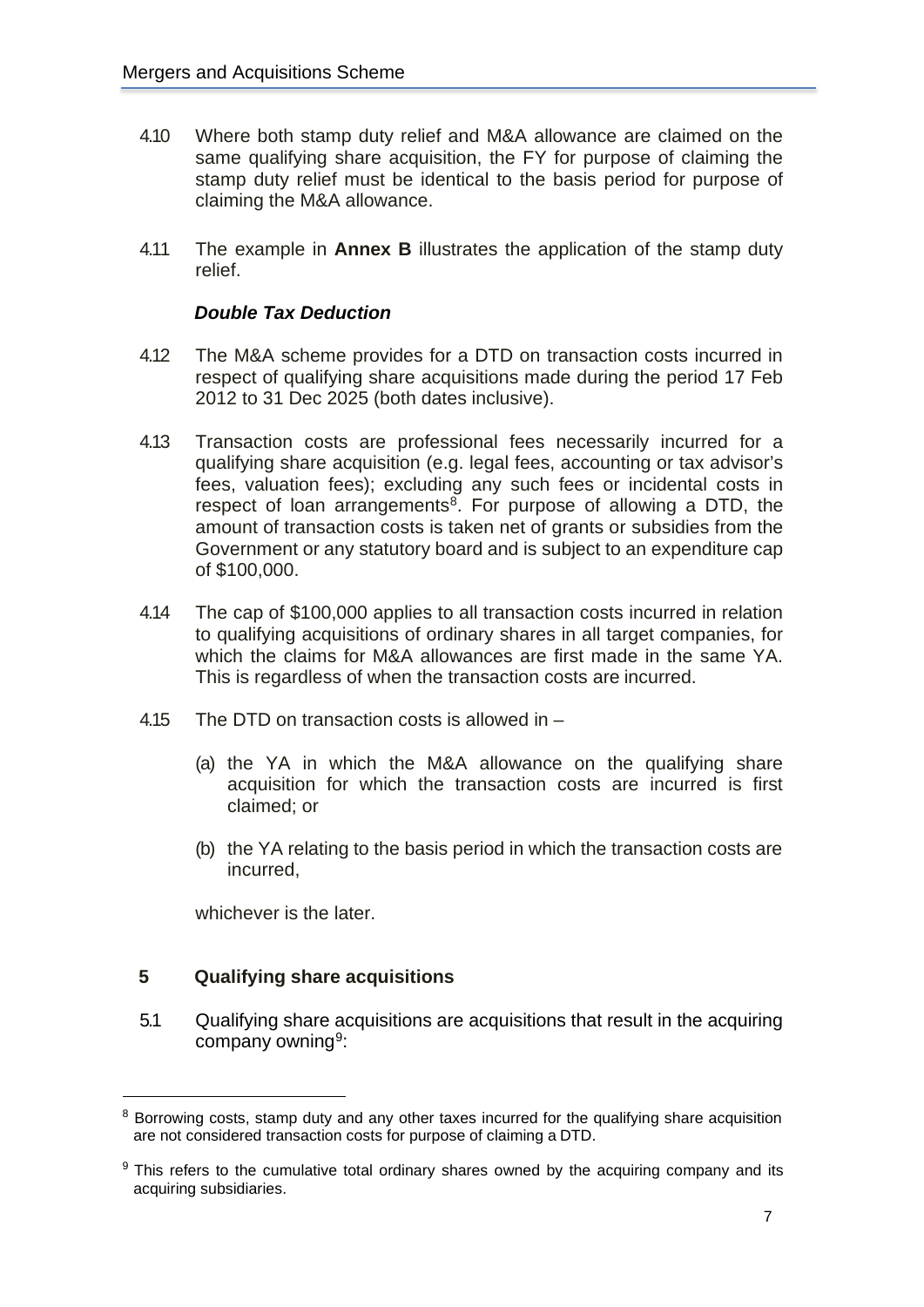4.10 Where both stamp duty relief and M&A allowance are claimed on the same qualifying share acquisition, the FY for purpose of claiming the stamp duty relief must be identical to the basis period for purpose of claiming the M&A allowance.

4.11 The example in **Annex B** illustrates the application of the stamp duty relief.

***Double Tax Deduction***

4.12 The M&A scheme provides for a DTD on transaction costs incurred in respect of qualifying share acquisitions made during the period 17 Feb 2012 to 31 Dec 2025 (both dates inclusive).

4.13 Transaction costs are professional fees necessarily incurred for a qualifying share acquisition (e.g. legal fees, accounting or tax advisor's fees, valuation fees); excluding any such fees or incidental costs in respect of loan arrangements[8]. For purpose of allowing a DTD, the amount of transaction costs is taken net of grants or subsidies from the Government or any statutory board and is subject to an expenditure cap of $100,000.

4.14 The cap of $100,000 applies to all transaction costs incurred in relation to qualifying acquisitions of ordinary shares in all target companies, for which the claims for M&A allowances are first made in the same YA. This is regardless of when the transaction costs are incurred.

4.15 The DTD on transaction costs is allowed in –

(a) the YA in which the M&A allowance on the qualifying share acquisition for which the transaction costs are incurred is first claimed; or

(b) the YA relating to the basis period in which the transaction costs are incurred,

whichever is the later.

## 5 Qualifying share acquisitions

5.1 Qualifying share acquisitions are acquisitions that result in the acquiring company owning[9]:

---

[8] Borrowing costs, stamp duty and any other taxes incurred for the qualifying share acquisition are not considered transaction costs for purpose of claiming a DTD.

[9] This refers to the cumulative total ordinary shares owned by the acquiring company and its acquiring subsidiaries.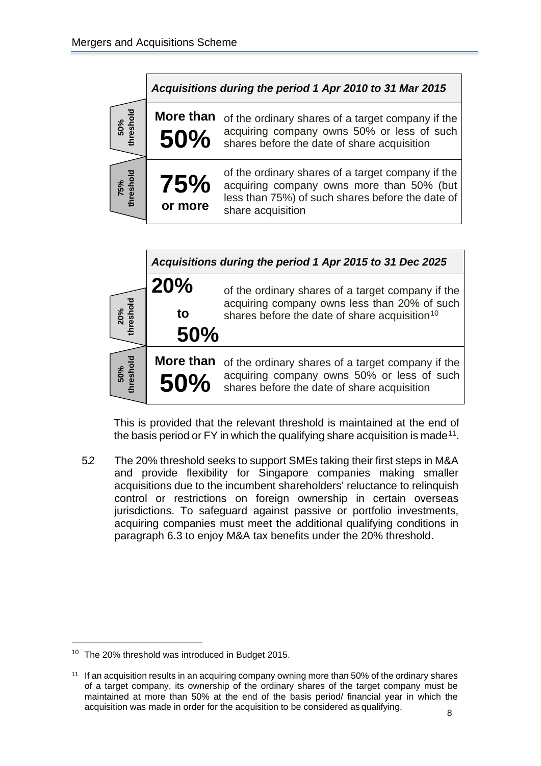| Threshold | Acquisitions during the period 1 Apr 2010 to 31 Mar 2015 | |
|---|---|---|
| 50% threshold | **More than 50%** | of the ordinary shares of a target company if the acquiring company owns 50% or less of such shares before the date of share acquisition |
| 75% threshold | **75% or more** | of the ordinary shares of a target company if the acquiring company owns more than 50% (but less than 75%) of such shares before the date of share acquisition |

| Threshold | Acquisitions during the period 1 Apr 2015 to 31 Dec 2025 | |
|---|---|---|
| 20% threshold | **20% to 50%** | of the ordinary shares of a target company if the acquiring company owns less than 20% of such shares before the date of share acquisition[10] |
| 50% threshold | **More than 50%** | of the ordinary shares of a target company if the acquiring company owns 50% or less of such shares before the date of share acquisition |

This is provided that the relevant threshold is maintained at the end of the basis period or FY in which the qualifying share acquisition is made[11].

5.2 The 20% threshold seeks to support SMEs taking their first steps in M&A and provide flexibility for Singapore companies making smaller acquisitions due to the incumbent shareholders' reluctance to relinquish control or restrictions on foreign ownership in certain overseas jurisdictions. To safeguard against passive or portfolio investments, acquiring companies must meet the additional qualifying conditions in paragraph 6.3 to enjoy M&A tax benefits under the 20% threshold.

---

[10] The 20% threshold was introduced in Budget 2015.

[11] If an acquisition results in an acquiring company owning more than 50% of the ordinary shares of a target company, its ownership of the ordinary shares of the target company must be maintained at more than 50% at the end of the basis period/ financial year in which the acquisition was made in order for the acquisition to be considered as qualifying.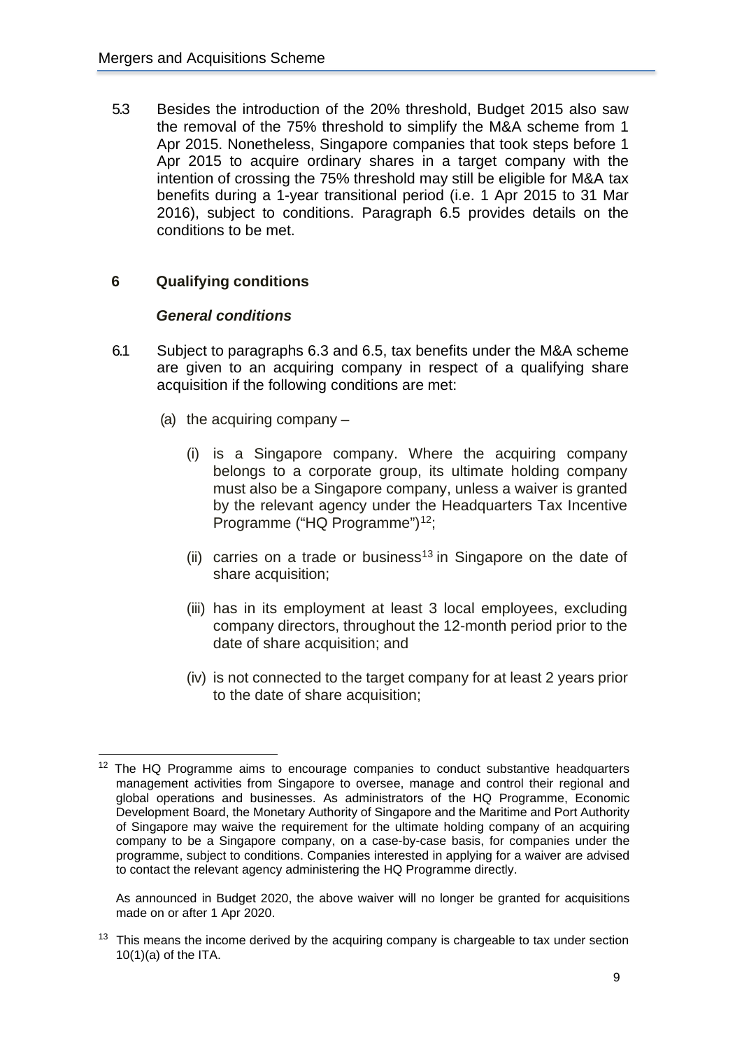5.3 Besides the introduction of the 20% threshold, Budget 2015 also saw the removal of the 75% threshold to simplify the M&A scheme from 1 Apr 2015. Nonetheless, Singapore companies that took steps before 1 Apr 2015 to acquire ordinary shares in a target company with the intention of crossing the 75% threshold may still be eligible for M&A tax benefits during a 1-year transitional period (i.e. 1 Apr 2015 to 31 Mar 2016), subject to conditions. Paragraph 6.5 provides details on the conditions to be met.

## 6 Qualifying conditions

### *General conditions*

6.1 Subject to paragraphs 6.3 and 6.5, tax benefits under the M&A scheme are given to an acquiring company in respect of a qualifying share acquisition if the following conditions are met:

(a) the acquiring company –

(i) is a Singapore company. Where the acquiring company belongs to a corporate group, its ultimate holding company must also be a Singapore company, unless a waiver is granted by the relevant agency under the Headquarters Tax Incentive Programme ("HQ Programme")[12];

(ii) carries on a trade or business[13] in Singapore on the date of share acquisition;

(iii) has in its employment at least 3 local employees, excluding company directors, throughout the 12-month period prior to the date of share acquisition; and

(iv) is not connected to the target company for at least 2 years prior to the date of share acquisition;

---

[12] The HQ Programme aims to encourage companies to conduct substantive headquarters management activities from Singapore to oversee, manage and control their regional and global operations and businesses. As administrators of the HQ Programme, Economic Development Board, the Monetary Authority of Singapore and the Maritime and Port Authority of Singapore may waive the requirement for the ultimate holding company of an acquiring company to be a Singapore company, on a case-by-case basis, for companies under the programme, subject to conditions. Companies interested in applying for a waiver are advised to contact the relevant agency administering the HQ Programme directly.

As announced in Budget 2020, the above waiver will no longer be granted for acquisitions made on or after 1 Apr 2020.

[13] This means the income derived by the acquiring company is chargeable to tax under section 10(1)(a) of the ITA.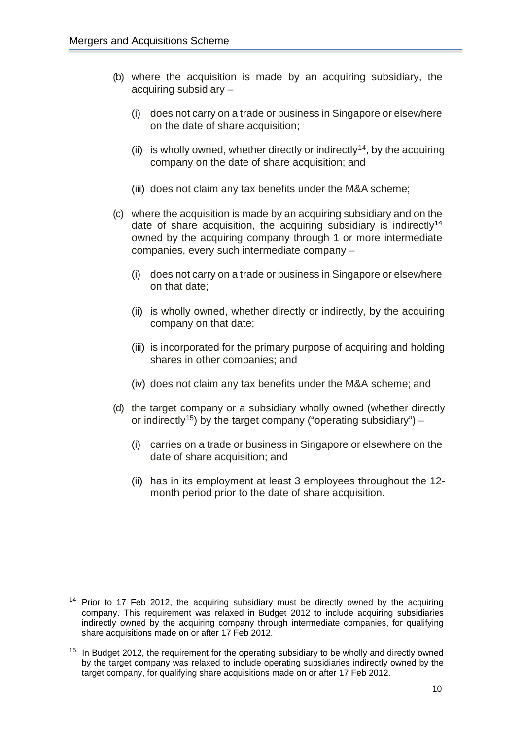(b) where the acquisition is made by an acquiring subsidiary, the acquiring subsidiary –

   (i) does not carry on a trade or business in Singapore or elsewhere on the date of share acquisition;

   (ii) is wholly owned, whether directly or indirectly[14], by the acquiring company on the date of share acquisition; and

   (iii) does not claim any tax benefits under the M&A scheme;

(c) where the acquisition is made by an acquiring subsidiary and on the date of share acquisition, the acquiring subsidiary is indirectly[14] owned by the acquiring company through 1 or more intermediate companies, every such intermediate company –

   (i) does not carry on a trade or business in Singapore or elsewhere on that date;

   (ii) is wholly owned, whether directly or indirectly, by the acquiring company on that date;

   (iii) is incorporated for the primary purpose of acquiring and holding shares in other companies; and

   (iv) does not claim any tax benefits under the M&A scheme; and

(d) the target company or a subsidiary wholly owned (whether directly or indirectly[15]) by the target company ("operating subsidiary") –

   (i) carries on a trade or business in Singapore or elsewhere on the date of share acquisition; and

   (ii) has in its employment at least 3 employees throughout the 12-month period prior to the date of share acquisition.

---

[14] Prior to 17 Feb 2012, the acquiring subsidiary must be directly owned by the acquiring company. This requirement was relaxed in Budget 2012 to include acquiring subsidiaries indirectly owned by the acquiring company through intermediate companies, for qualifying share acquisitions made on or after 17 Feb 2012.

[15] In Budget 2012, the requirement for the operating subsidiary to be wholly and directly owned by the target company was relaxed to include operating subsidiaries indirectly owned by the target company, for qualifying share acquisitions made on or after 17 Feb 2012.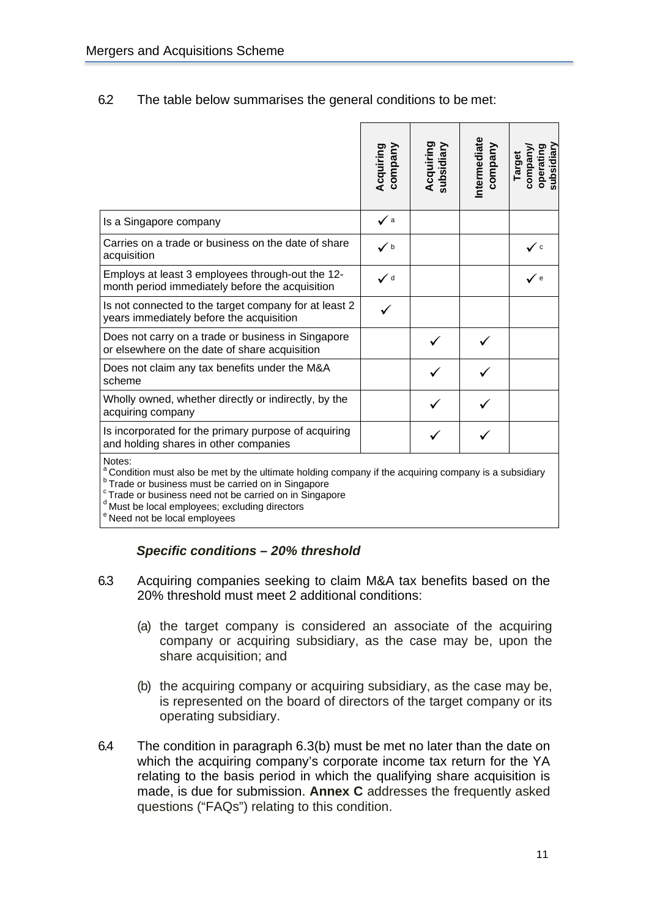6.2 The table below summarises the general conditions to be met:

| | Acquiring company | Acquiring subsidiary | Intermediate company | Target company/ operating subsidiary |
|---|---|---|---|---|
| Is a Singapore company | ✓ [a] | | | |
| Carries on a trade or business on the date of share acquisition | ✓ [b] | | | ✓ [c] |
| Employs at least 3 employees through-out the 12-month period immediately before the acquisition | ✓ [d] | | | ✓ [e] |
| Is not connected to the target company for at least 2 years immediately before the acquisition | ✓ | | | |
| Does not carry on a trade or business in Singapore or elsewhere on the date of share acquisition | | ✓ | ✓ | |
| Does not claim any tax benefits under the M&A scheme | | ✓ | ✓ | |
| Wholly owned, whether directly or indirectly, by the acquiring company | | ✓ | ✓ | |
| Is incorporated for the primary purpose of acquiring and holding shares in other companies | | ✓ | ✓ | |

Notes:
[a] Condition must also be met by the ultimate holding company if the acquiring company is a subsidiary
[b] Trade or business must be carried on in Singapore
[c] Trade or business need not be carried on in Singapore
[d] Must be local employees; excluding directors
[e] Need not be local employees

***Specific conditions – 20% threshold***

6.3 Acquiring companies seeking to claim M&A tax benefits based on the 20% threshold must meet 2 additional conditions:

(a) the target company is considered an associate of the acquiring company or acquiring subsidiary, as the case may be, upon the share acquisition; and

(b) the acquiring company or acquiring subsidiary, as the case may be, is represented on the board of directors of the target company or its operating subsidiary.

6.4 The condition in paragraph 6.3(b) must be met no later than the date on which the acquiring company's corporate income tax return for the YA relating to the basis period in which the qualifying share acquisition is made, is due for submission. **Annex C** addresses the frequently asked questions ("FAQs") relating to this condition.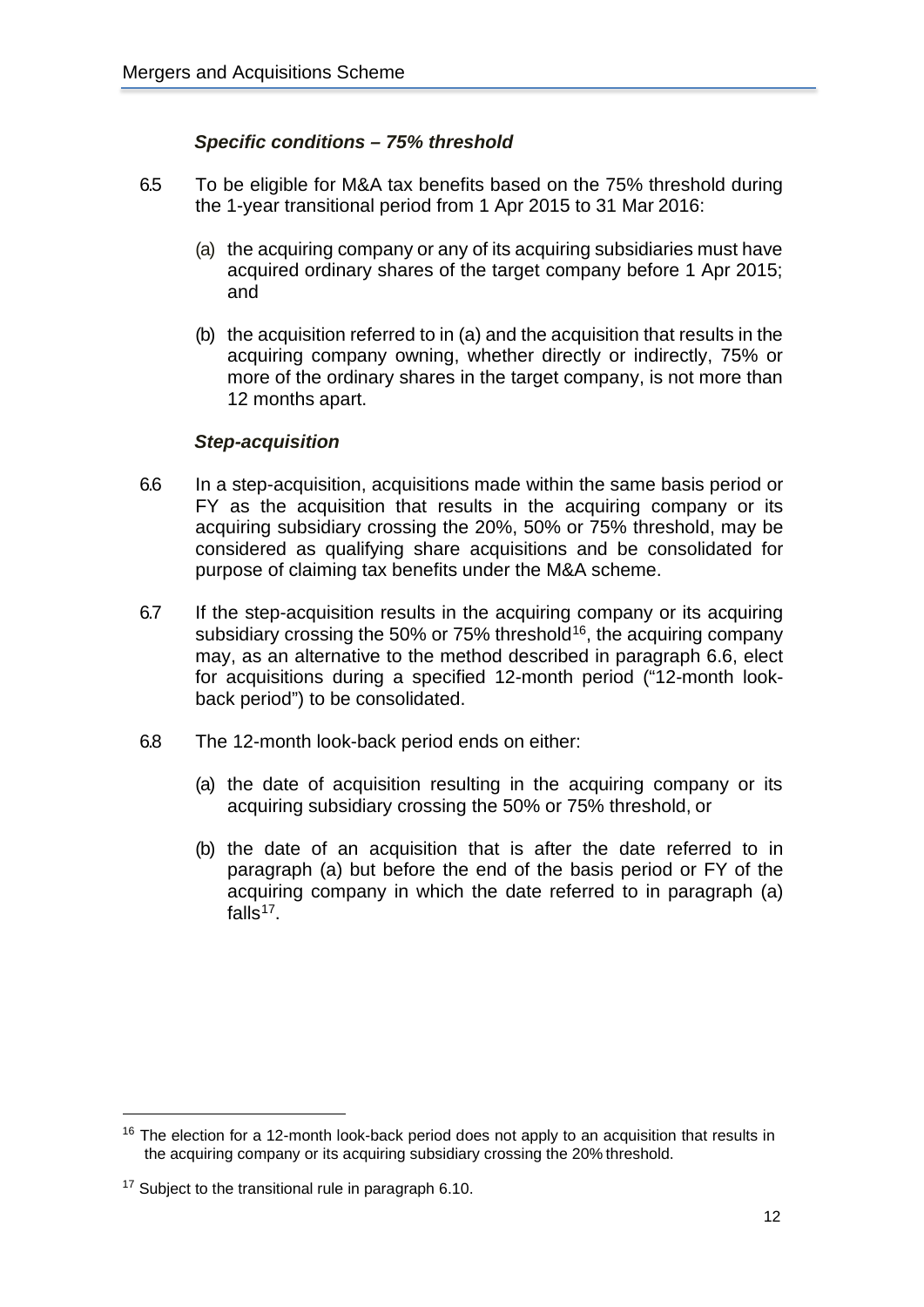### *Specific conditions – 75% threshold*

6.5 To be eligible for M&A tax benefits based on the 75% threshold during the 1-year transitional period from 1 Apr 2015 to 31 Mar 2016:

(a) the acquiring company or any of its acquiring subsidiaries must have acquired ordinary shares of the target company before 1 Apr 2015; and

(b) the acquisition referred to in (a) and the acquisition that results in the acquiring company owning, whether directly or indirectly, 75% or more of the ordinary shares in the target company, is not more than 12 months apart.

### *Step-acquisition*

6.6 In a step-acquisition, acquisitions made within the same basis period or FY as the acquisition that results in the acquiring company or its acquiring subsidiary crossing the 20%, 50% or 75% threshold, may be considered as qualifying share acquisitions and be consolidated for purpose of claiming tax benefits under the M&A scheme.

6.7 If the step-acquisition results in the acquiring company or its acquiring subsidiary crossing the 50% or 75% threshold[16], the acquiring company may, as an alternative to the method described in paragraph 6.6, elect for acquisitions during a specified 12-month period ("12-month look-back period") to be consolidated.

6.8 The 12-month look-back period ends on either:

(a) the date of acquisition resulting in the acquiring company or its acquiring subsidiary crossing the 50% or 75% threshold, or

(b) the date of an acquisition that is after the date referred to in paragraph (a) but before the end of the basis period or FY of the acquiring company in which the date referred to in paragraph (a) falls[17].

---

[16] The election for a 12-month look-back period does not apply to an acquisition that results in the acquiring company or its acquiring subsidiary crossing the 20% threshold.

[17] Subject to the transitional rule in paragraph 6.10.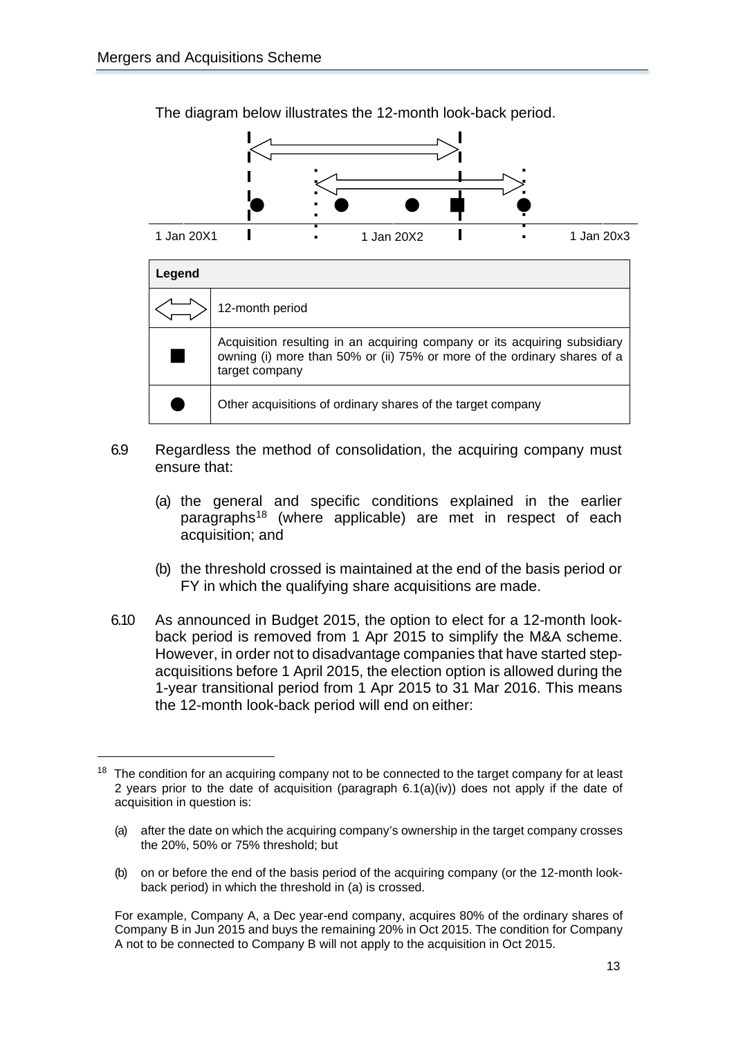The diagram below illustrates the 12-month look-back period.

1 Jan 20X1 | 1 Jan 20X2 | 1 Jan 20x3

| Legend | |
|---|---|
| ⟺ | 12-month period |
| ■ | Acquisition resulting in an acquiring company or its acquiring subsidiary owning (i) more than 50% or (ii) 75% or more of the ordinary shares of a target company |
| ● | Other acquisitions of ordinary shares of the target company |

6.9 Regardless the method of consolidation, the acquiring company must ensure that:

(a) the general and specific conditions explained in the earlier paragraphs[18] (where applicable) are met in respect of each acquisition; and

(b) the threshold crossed is maintained at the end of the basis period or FY in which the qualifying share acquisitions are made.

6.10 As announced in Budget 2015, the option to elect for a 12-month look-back period is removed from 1 Apr 2015 to simplify the M&A scheme. However, in order not to disadvantage companies that have started step-acquisitions before 1 April 2015, the election option is allowed during the 1-year transitional period from 1 Apr 2015 to 31 Mar 2016. This means the 12-month look-back period will end on either:

---

[18] The condition for an acquiring company not to be connected to the target company for at least 2 years prior to the date of acquisition (paragraph 6.1(a)(iv)) does not apply if the date of acquisition in question is:

(a) after the date on which the acquiring company's ownership in the target company crosses the 20%, 50% or 75% threshold; but

(b) on or before the end of the basis period of the acquiring company (or the 12-month look-back period) in which the threshold in (a) is crossed.

For example, Company A, a Dec year-end company, acquires 80% of the ordinary shares of Company B in Jun 2015 and buys the remaining 20% in Oct 2015. The condition for Company A not to be connected to Company B will not apply to the acquisition in Oct 2015.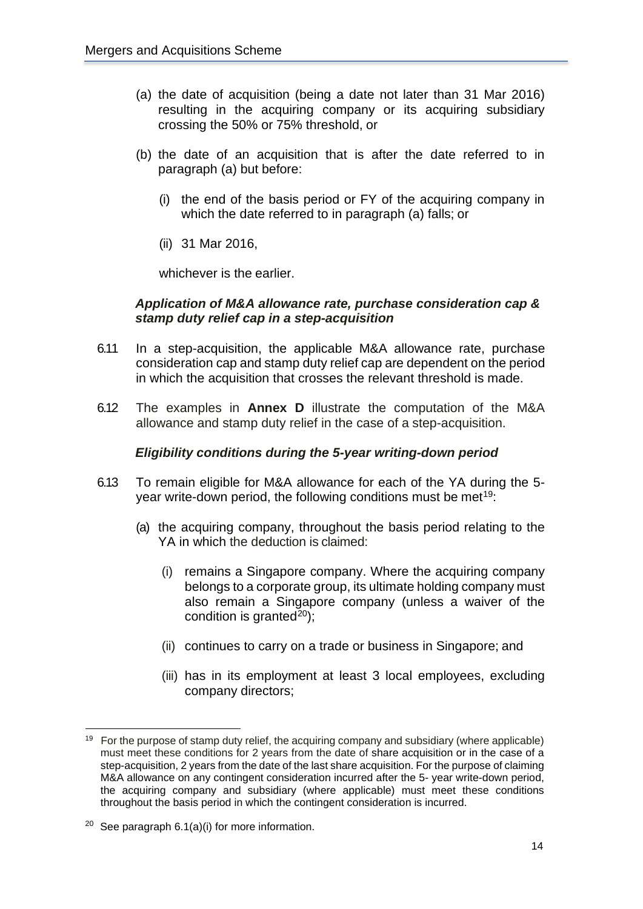(a) the date of acquisition (being a date not later than 31 Mar 2016) resulting in the acquiring company or its acquiring subsidiary crossing the 50% or 75% threshold, or

(b) the date of an acquisition that is after the date referred to in paragraph (a) but before:

   (i) the end of the basis period or FY of the acquiring company in which the date referred to in paragraph (a) falls; or

   (ii) 31 Mar 2016,

   whichever is the earlier.

***Application of M&A allowance rate, purchase consideration cap & stamp duty relief cap in a step-acquisition***

6.11 In a step-acquisition, the applicable M&A allowance rate, purchase consideration cap and stamp duty relief cap are dependent on the period in which the acquisition that crosses the relevant threshold is made.

6.12 The examples in **Annex D** illustrate the computation of the M&A allowance and stamp duty relief in the case of a step-acquisition.

***Eligibility conditions during the 5-year writing-down period***

6.13 To remain eligible for M&A allowance for each of the YA during the 5-year write-down period, the following conditions must be met[19]:

(a) the acquiring company, throughout the basis period relating to the YA in which the deduction is claimed:

   (i) remains a Singapore company. Where the acquiring company belongs to a corporate group, its ultimate holding company must also remain a Singapore company (unless a waiver of the condition is granted[20]);

   (ii) continues to carry on a trade or business in Singapore; and

   (iii) has in its employment at least 3 local employees, excluding company directors;

---

[19] For the purpose of stamp duty relief, the acquiring company and subsidiary (where applicable) must meet these conditions for 2 years from the date of share acquisition or in the case of a step-acquisition, 2 years from the date of the last share acquisition. For the purpose of claiming M&A allowance on any contingent consideration incurred after the 5- year write-down period, the acquiring company and subsidiary (where applicable) must meet these conditions throughout the basis period in which the contingent consideration is incurred.

[20] See paragraph 6.1(a)(i) for more information.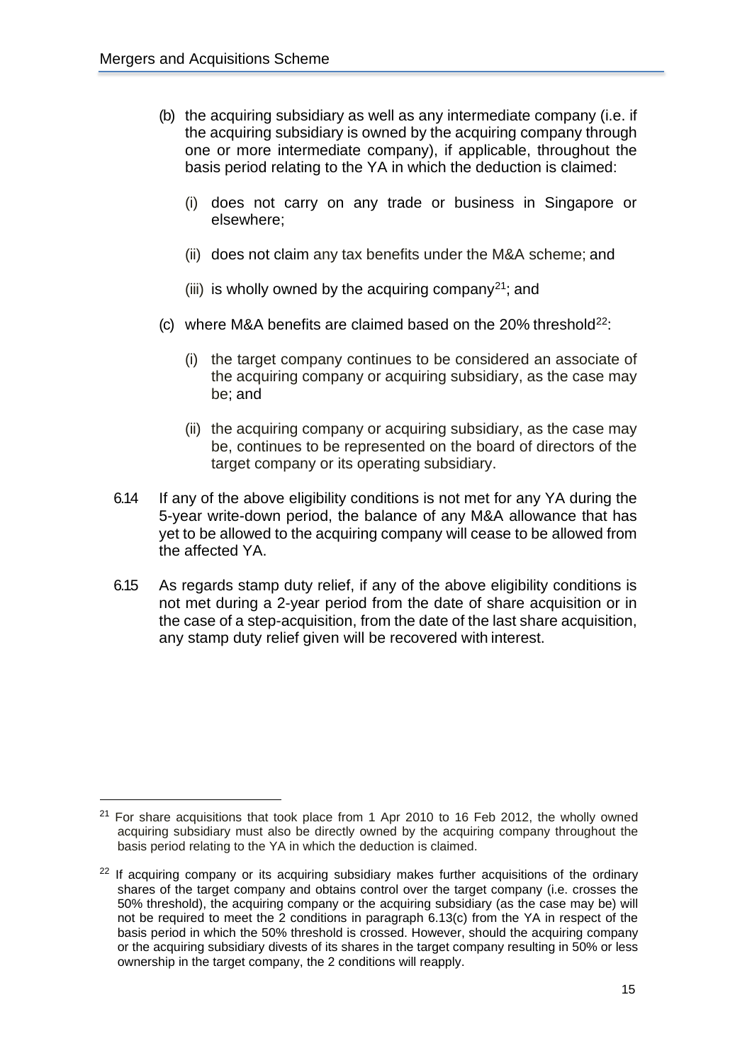(b) the acquiring subsidiary as well as any intermediate company (i.e. if the acquiring subsidiary is owned by the acquiring company through one or more intermediate company), if applicable, throughout the basis period relating to the YA in which the deduction is claimed:

   (i) does not carry on any trade or business in Singapore or elsewhere;

   (ii) does not claim any tax benefits under the M&A scheme; and

   (iii) is wholly owned by the acquiring company[21]; and

(c) where M&A benefits are claimed based on the 20% threshold[22]:

   (i) the target company continues to be considered an associate of the acquiring company or acquiring subsidiary, as the case may be; and

   (ii) the acquiring company or acquiring subsidiary, as the case may be, continues to be represented on the board of directors of the target company or its operating subsidiary.

6.14 If any of the above eligibility conditions is not met for any YA during the 5-year write-down period, the balance of any M&A allowance that has yet to be allowed to the acquiring company will cease to be allowed from the affected YA.

6.15 As regards stamp duty relief, if any of the above eligibility conditions is not met during a 2-year period from the date of share acquisition or in the case of a step-acquisition, from the date of the last share acquisition, any stamp duty relief given will be recovered with interest.

---

[21] For share acquisitions that took place from 1 Apr 2010 to 16 Feb 2012, the wholly owned acquiring subsidiary must also be directly owned by the acquiring company throughout the basis period relating to the YA in which the deduction is claimed.

[22] If acquiring company or its acquiring subsidiary makes further acquisitions of the ordinary shares of the target company and obtains control over the target company (i.e. crosses the 50% threshold), the acquiring company or the acquiring subsidiary (as the case may be) will not be required to meet the 2 conditions in paragraph 6.13(c) from the YA in respect of the basis period in which the 50% threshold is crossed. However, should the acquiring company or the acquiring subsidiary divests of its shares in the target company resulting in 50% or less ownership in the target company, the 2 conditions will reapply.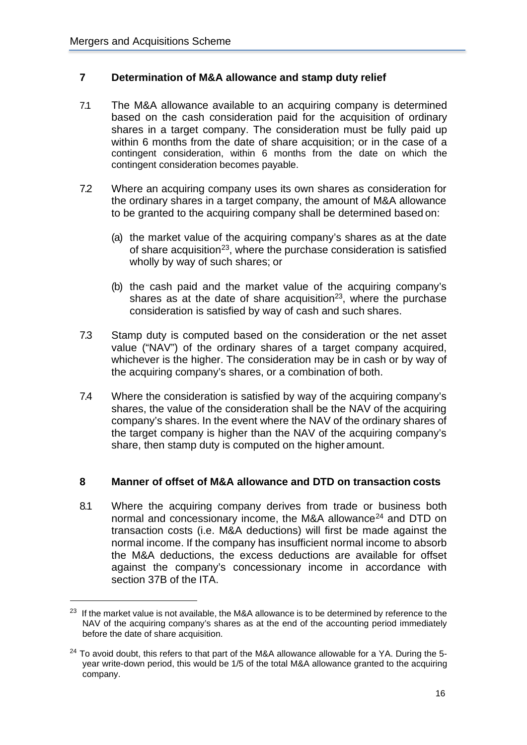## 7 Determination of M&A allowance and stamp duty relief

7.1 The M&A allowance available to an acquiring company is determined based on the cash consideration paid for the acquisition of ordinary shares in a target company. The consideration must be fully paid up within 6 months from the date of share acquisition; or in the case of a contingent consideration, within 6 months from the date on which the contingent consideration becomes payable.

7.2 Where an acquiring company uses its own shares as consideration for the ordinary shares in a target company, the amount of M&A allowance to be granted to the acquiring company shall be determined based on:

(a) the market value of the acquiring company's shares as at the date of share acquisition[23], where the purchase consideration is satisfied wholly by way of such shares; or

(b) the cash paid and the market value of the acquiring company's shares as at the date of share acquisition[23], where the purchase consideration is satisfied by way of cash and such shares.

7.3 Stamp duty is computed based on the consideration or the net asset value ("NAV") of the ordinary shares of a target company acquired, whichever is the higher. The consideration may be in cash or by way of the acquiring company's shares, or a combination of both.

7.4 Where the consideration is satisfied by way of the acquiring company's shares, the value of the consideration shall be the NAV of the acquiring company's shares. In the event where the NAV of the ordinary shares of the target company is higher than the NAV of the acquiring company's share, then stamp duty is computed on the higher amount.

## 8 Manner of offset of M&A allowance and DTD on transaction costs

8.1 Where the acquiring company derives from trade or business both normal and concessionary income, the M&A allowance[24] and DTD on transaction costs (i.e. M&A deductions) will first be made against the normal income. If the company has insufficient normal income to absorb the M&A deductions, the excess deductions are available for offset against the company's concessionary income in accordance with section 37B of the ITA.

---

[23] If the market value is not available, the M&A allowance is to be determined by reference to the NAV of the acquiring company's shares as at the end of the accounting period immediately before the date of share acquisition.

[24] To avoid doubt, this refers to that part of the M&A allowance allowable for a YA. During the 5-year write-down period, this would be 1/5 of the total M&A allowance granted to the acquiring company.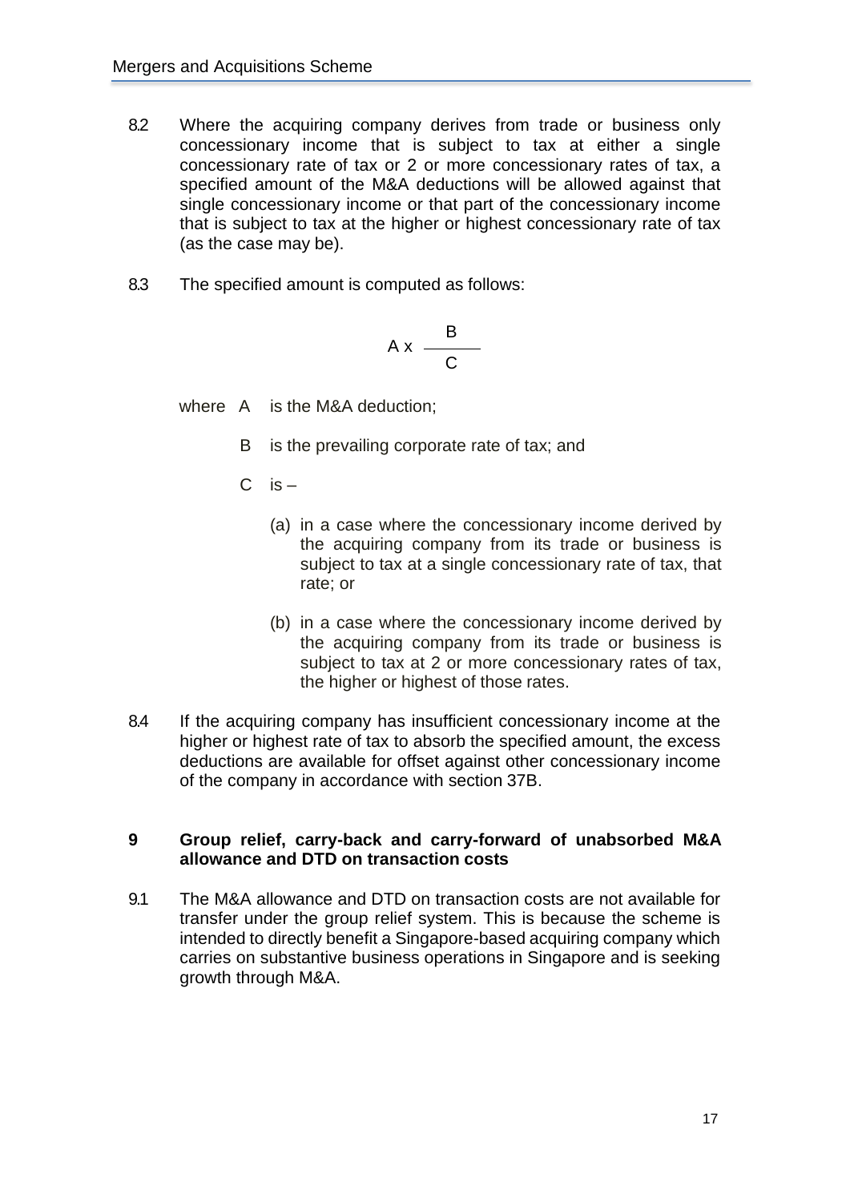8.2 Where the acquiring company derives from trade or business only concessionary income that is subject to tax at either a single concessionary rate of tax or 2 or more concessionary rates of tax, a specified amount of the M&A deductions will be allowed against that single concessionary income or that part of the concessionary income that is subject to tax at the higher or highest concessionary rate of tax (as the case may be).

8.3 The specified amount is computed as follows:

$$A \times \frac{B}{C}$$

where A is the M&A deduction;

B is the prevailing corporate rate of tax; and

C is –

(a) in a case where the concessionary income derived by the acquiring company from its trade or business is subject to tax at a single concessionary rate of tax, that rate; or

(b) in a case where the concessionary income derived by the acquiring company from its trade or business is subject to tax at 2 or more concessionary rates of tax, the higher or highest of those rates.

8.4 If the acquiring company has insufficient concessionary income at the higher or highest rate of tax to absorb the specified amount, the excess deductions are available for offset against other concessionary income of the company in accordance with section 37B.

## 9 Group relief, carry-back and carry-forward of unabsorbed M&A allowance and DTD on transaction costs

9.1 The M&A allowance and DTD on transaction costs are not available for transfer under the group relief system. This is because the scheme is intended to directly benefit a Singapore-based acquiring company which carries on substantive business operations in Singapore and is seeking growth through M&A.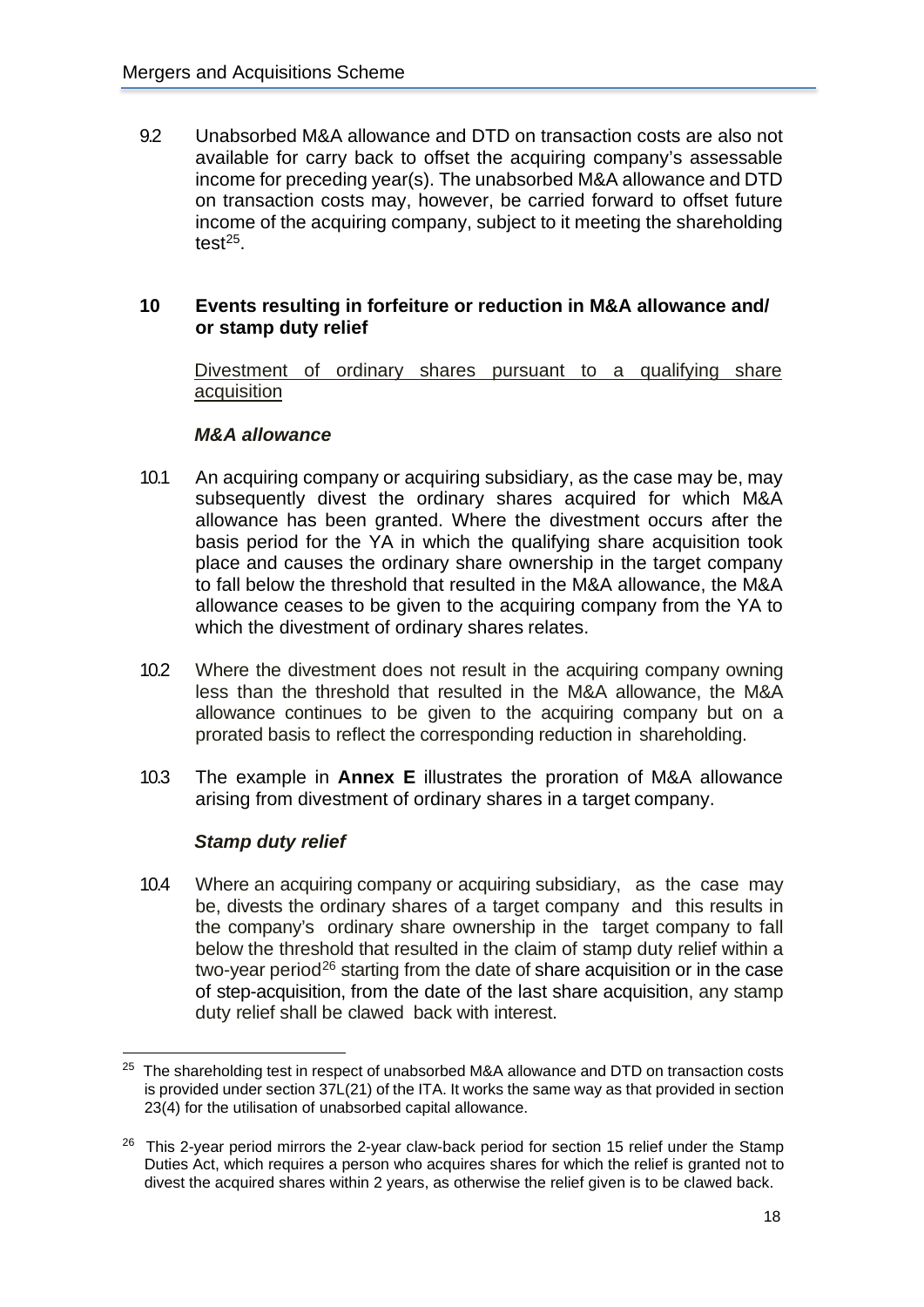9.2 Unabsorbed M&A allowance and DTD on transaction costs are also not available for carry back to offset the acquiring company's assessable income for preceding year(s). The unabsorbed M&A allowance and DTD on transaction costs may, however, be carried forward to offset future income of the acquiring company, subject to it meeting the shareholding test[25].

## 10 Events resulting in forfeiture or reduction in M&A allowance and/ or stamp duty relief

Divestment of ordinary shares pursuant to a qualifying share acquisition

***M&A allowance***

10.1 An acquiring company or acquiring subsidiary, as the case may be, may subsequently divest the ordinary shares acquired for which M&A allowance has been granted. Where the divestment occurs after the basis period for the YA in which the qualifying share acquisition took place and causes the ordinary share ownership in the target company to fall below the threshold that resulted in the M&A allowance, the M&A allowance ceases to be given to the acquiring company from the YA to which the divestment of ordinary shares relates.

10.2 Where the divestment does not result in the acquiring company owning less than the threshold that resulted in the M&A allowance, the M&A allowance continues to be given to the acquiring company but on a prorated basis to reflect the corresponding reduction in shareholding.

10.3 The example in **Annex E** illustrates the proration of M&A allowance arising from divestment of ordinary shares in a target company.

***Stamp duty relief***

10.4 Where an acquiring company or acquiring subsidiary, as the case may be, divests the ordinary shares of a target company and this results in the company's ordinary share ownership in the target company to fall below the threshold that resulted in the claim of stamp duty relief within a two-year period[26] starting from the date of share acquisition or in the case of step-acquisition, from the date of the last share acquisition, any stamp duty relief shall be clawed back with interest.

---

[25] The shareholding test in respect of unabsorbed M&A allowance and DTD on transaction costs is provided under section 37L(21) of the ITA. It works the same way as that provided in section 23(4) for the utilisation of unabsorbed capital allowance.

[26] This 2-year period mirrors the 2-year claw-back period for section 15 relief under the Stamp Duties Act, which requires a person who acquires shares for which the relief is granted not to divest the acquired shares within 2 years, as otherwise the relief given is to be clawed back.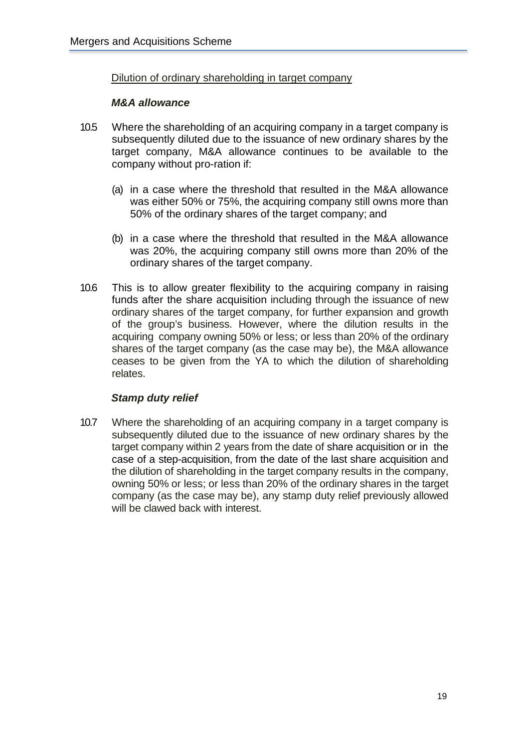Dilution of ordinary shareholding in target company

***M&A allowance***

10.5 Where the shareholding of an acquiring company in a target company is subsequently diluted due to the issuance of new ordinary shares by the target company, M&A allowance continues to be available to the company without pro-ration if:

(a) in a case where the threshold that resulted in the M&A allowance was either 50% or 75%, the acquiring company still owns more than 50% of the ordinary shares of the target company; and

(b) in a case where the threshold that resulted in the M&A allowance was 20%, the acquiring company still owns more than 20% of the ordinary shares of the target company.

10.6 This is to allow greater flexibility to the acquiring company in raising funds after the share acquisition including through the issuance of new ordinary shares of the target company, for further expansion and growth of the group's business. However, where the dilution results in the acquiring company owning 50% or less; or less than 20% of the ordinary shares of the target company (as the case may be), the M&A allowance ceases to be given from the YA to which the dilution of shareholding relates.

***Stamp duty relief***

10.7 Where the shareholding of an acquiring company in a target company is subsequently diluted due to the issuance of new ordinary shares by the target company within 2 years from the date of share acquisition or in the case of a step-acquisition, from the date of the last share acquisition and the dilution of shareholding in the target company results in the company, owning 50% or less; or less than 20% of the ordinary shares in the target company (as the case may be), any stamp duty relief previously allowed will be clawed back with interest.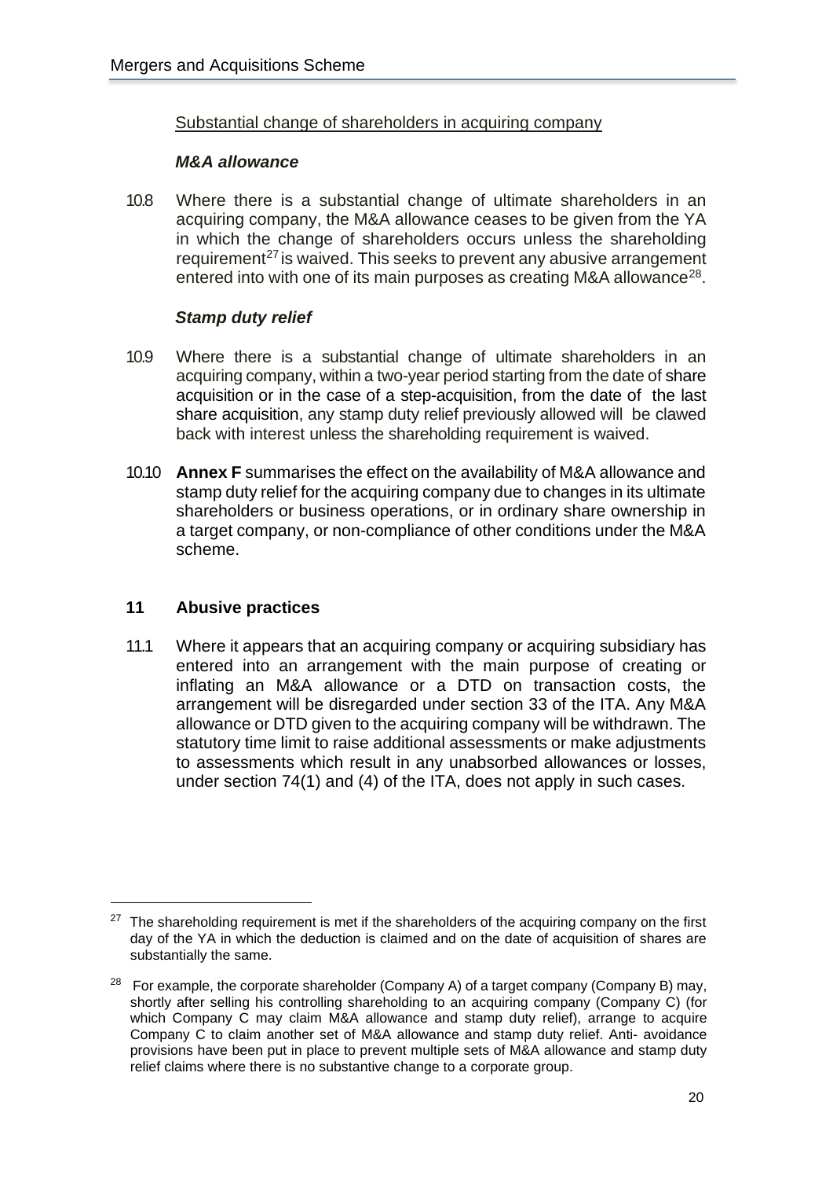Substantial change of shareholders in acquiring company

***M&A allowance***

10.8 Where there is a substantial change of ultimate shareholders in an acquiring company, the M&A allowance ceases to be given from the YA in which the change of shareholders occurs unless the shareholding requirement[27] is waived. This seeks to prevent any abusive arrangement entered into with one of its main purposes as creating M&A allowance[28].

***Stamp duty relief***

10.9 Where there is a substantial change of ultimate shareholders in an acquiring company, within a two-year period starting from the date of share acquisition or in the case of a step-acquisition, from the date of the last share acquisition, any stamp duty relief previously allowed will be clawed back with interest unless the shareholding requirement is waived.

10.10 **Annex F** summarises the effect on the availability of M&A allowance and stamp duty relief for the acquiring company due to changes in its ultimate shareholders or business operations, or in ordinary share ownership in a target company, or non-compliance of other conditions under the M&A scheme.

## 11 Abusive practices

11.1 Where it appears that an acquiring company or acquiring subsidiary has entered into an arrangement with the main purpose of creating or inflating an M&A allowance or a DTD on transaction costs, the arrangement will be disregarded under section 33 of the ITA. Any M&A allowance or DTD given to the acquiring company will be withdrawn. The statutory time limit to raise additional assessments or make adjustments to assessments which result in any unabsorbed allowances or losses, under section 74(1) and (4) of the ITA, does not apply in such cases.

---

[27] The shareholding requirement is met if the shareholders of the acquiring company on the first day of the YA in which the deduction is claimed and on the date of acquisition of shares are substantially the same.

[28] For example, the corporate shareholder (Company A) of a target company (Company B) may, shortly after selling his controlling shareholding to an acquiring company (Company C) (for which Company C may claim M&A allowance and stamp duty relief), arrange to acquire Company C to claim another set of M&A allowance and stamp duty relief. Anti- avoidance provisions have been put in place to prevent multiple sets of M&A allowance and stamp duty relief claims where there is no substantive change to a corporate group.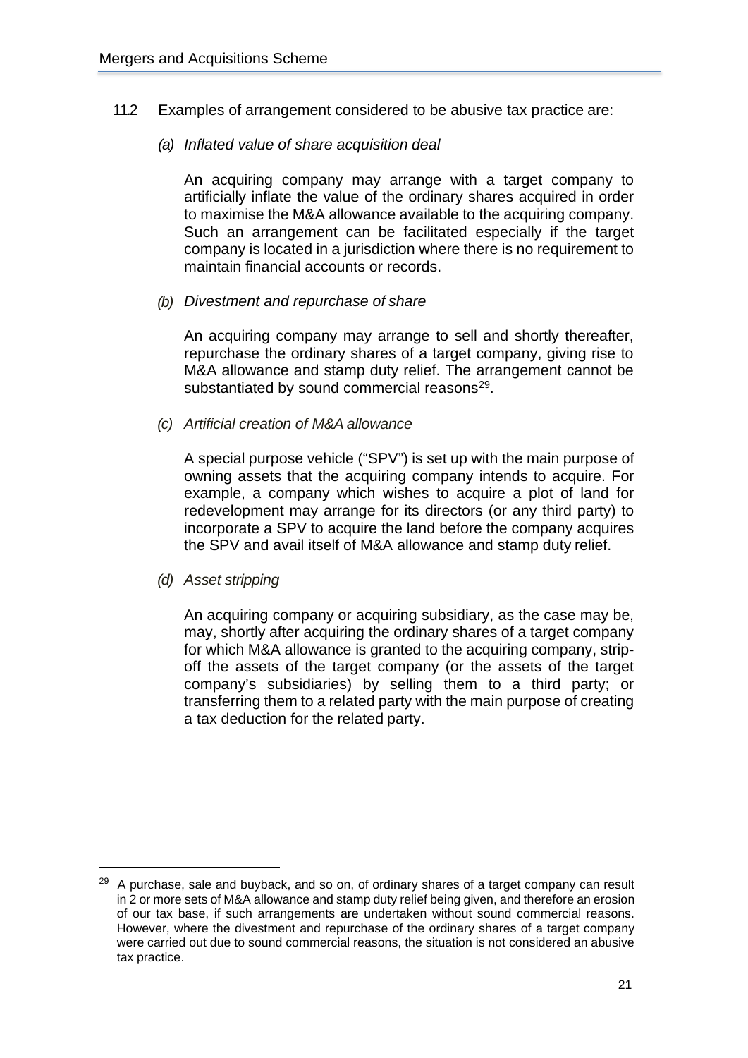11.2 Examples of arrangement considered to be abusive tax practice are:

*(a) Inflated value of share acquisition deal*

An acquiring company may arrange with a target company to artificially inflate the value of the ordinary shares acquired in order to maximise the M&A allowance available to the acquiring company. Such an arrangement can be facilitated especially if the target company is located in a jurisdiction where there is no requirement to maintain financial accounts or records.

*(b) Divestment and repurchase of share*

An acquiring company may arrange to sell and shortly thereafter, repurchase the ordinary shares of a target company, giving rise to M&A allowance and stamp duty relief. The arrangement cannot be substantiated by sound commercial reasons[29].

*(c) Artificial creation of M&A allowance*

A special purpose vehicle ("SPV") is set up with the main purpose of owning assets that the acquiring company intends to acquire. For example, a company which wishes to acquire a plot of land for redevelopment may arrange for its directors (or any third party) to incorporate a SPV to acquire the land before the company acquires the SPV and avail itself of M&A allowance and stamp duty relief.

*(d) Asset stripping*

An acquiring company or acquiring subsidiary, as the case may be, may, shortly after acquiring the ordinary shares of a target company for which M&A allowance is granted to the acquiring company, strip-off the assets of the target company (or the assets of the target company's subsidiaries) by selling them to a third party; or transferring them to a related party with the main purpose of creating a tax deduction for the related party.

---

[29] A purchase, sale and buyback, and so on, of ordinary shares of a target company can result in 2 or more sets of M&A allowance and stamp duty relief being given, and therefore an erosion of our tax base, if such arrangements are undertaken without sound commercial reasons. However, where the divestment and repurchase of the ordinary shares of a target company were carried out due to sound commercial reasons, the situation is not considered an abusive tax practice.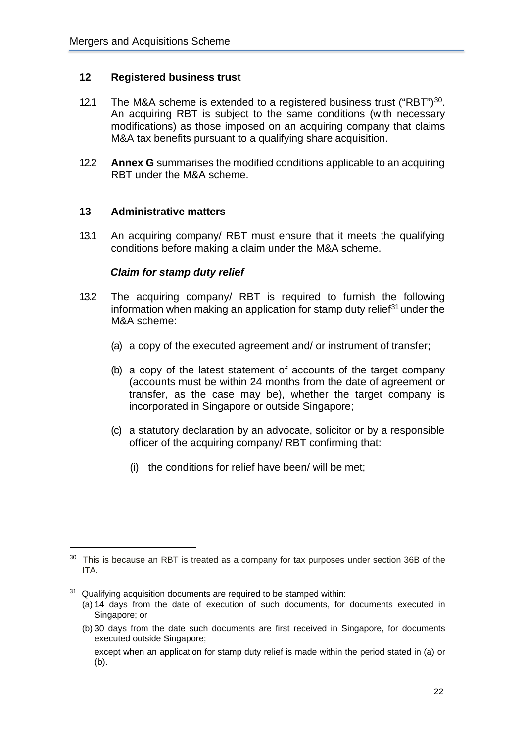## 12 Registered business trust

12.1 The M&A scheme is extended to a registered business trust ("RBT")[30]. An acquiring RBT is subject to the same conditions (with necessary modifications) as those imposed on an acquiring company that claims M&A tax benefits pursuant to a qualifying share acquisition.

12.2 **Annex G** summarises the modified conditions applicable to an acquiring RBT under the M&A scheme.

## 13 Administrative matters

13.1 An acquiring company/ RBT must ensure that it meets the qualifying conditions before making a claim under the M&A scheme.

***Claim for stamp duty relief***

13.2 The acquiring company/ RBT is required to furnish the following information when making an application for stamp duty relief[31] under the M&A scheme:

(a) a copy of the executed agreement and/ or instrument of transfer;

(b) a copy of the latest statement of accounts of the target company (accounts must be within 24 months from the date of agreement or transfer, as the case may be), whether the target company is incorporated in Singapore or outside Singapore;

(c) a statutory declaration by an advocate, solicitor or by a responsible officer of the acquiring company/ RBT confirming that:

(i) the conditions for relief have been/ will be met;

---

[30] This is because an RBT is treated as a company for tax purposes under section 36B of the ITA.

[31] Qualifying acquisition documents are required to be stamped within:
(a) 14 days from the date of execution of such documents, for documents executed in Singapore; or
(b) 30 days from the date such documents are first received in Singapore, for documents executed outside Singapore;

except when an application for stamp duty relief is made within the period stated in (a) or (b).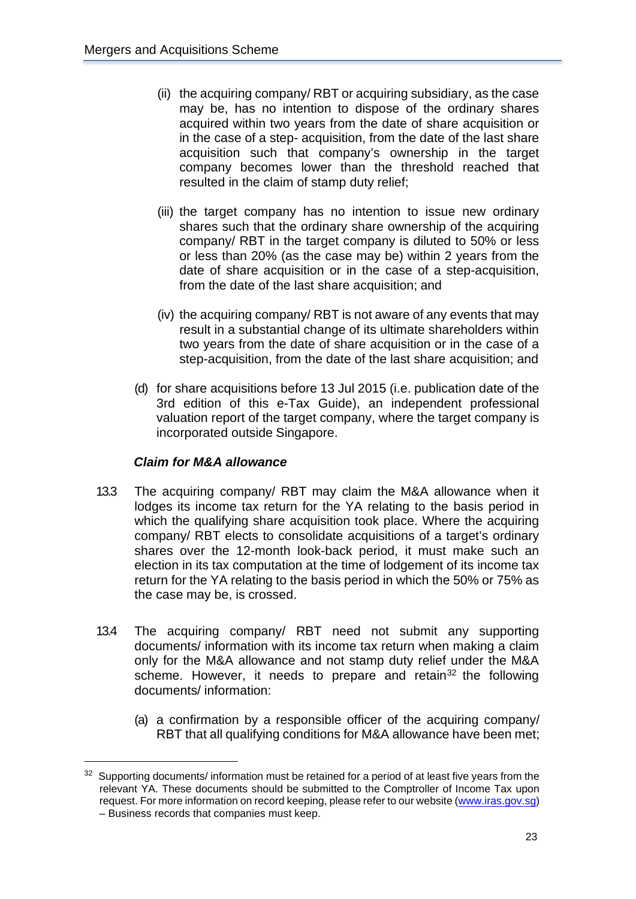(ii) the acquiring company/ RBT or acquiring subsidiary, as the case may be, has no intention to dispose of the ordinary shares acquired within two years from the date of share acquisition or in the case of a step- acquisition, from the date of the last share acquisition such that company's ownership in the target company becomes lower than the threshold reached that resulted in the claim of stamp duty relief;

(iii) the target company has no intention to issue new ordinary shares such that the ordinary share ownership of the acquiring company/ RBT in the target company is diluted to 50% or less or less than 20% (as the case may be) within 2 years from the date of share acquisition or in the case of a step-acquisition, from the date of the last share acquisition; and

(iv) the acquiring company/ RBT is not aware of any events that may result in a substantial change of its ultimate shareholders within two years from the date of share acquisition or in the case of a step-acquisition, from the date of the last share acquisition; and

(d) for share acquisitions before 13 Jul 2015 (i.e. publication date of the 3rd edition of this e-Tax Guide), an independent professional valuation report of the target company, where the target company is incorporated outside Singapore.

### *Claim for M&A allowance*

13.3 The acquiring company/ RBT may claim the M&A allowance when it lodges its income tax return for the YA relating to the basis period in which the qualifying share acquisition took place. Where the acquiring company/ RBT elects to consolidate acquisitions of a target's ordinary shares over the 12-month look-back period, it must make such an election in its tax computation at the time of lodgement of its income tax return for the YA relating to the basis period in which the 50% or 75% as the case may be, is crossed.

13.4 The acquiring company/ RBT need not submit any supporting documents/ information with its income tax return when making a claim only for the M&A allowance and not stamp duty relief under the M&A scheme. However, it needs to prepare and retain[32] the following documents/ information:

(a) a confirmation by a responsible officer of the acquiring company/ RBT that all qualifying conditions for M&A allowance have been met;

---

[32] Supporting documents/ information must be retained for a period of at least five years from the relevant YA. These documents should be submitted to the Comptroller of Income Tax upon request. For more information on record keeping, please refer to our website (www.iras.gov.sg) – Business records that companies must keep.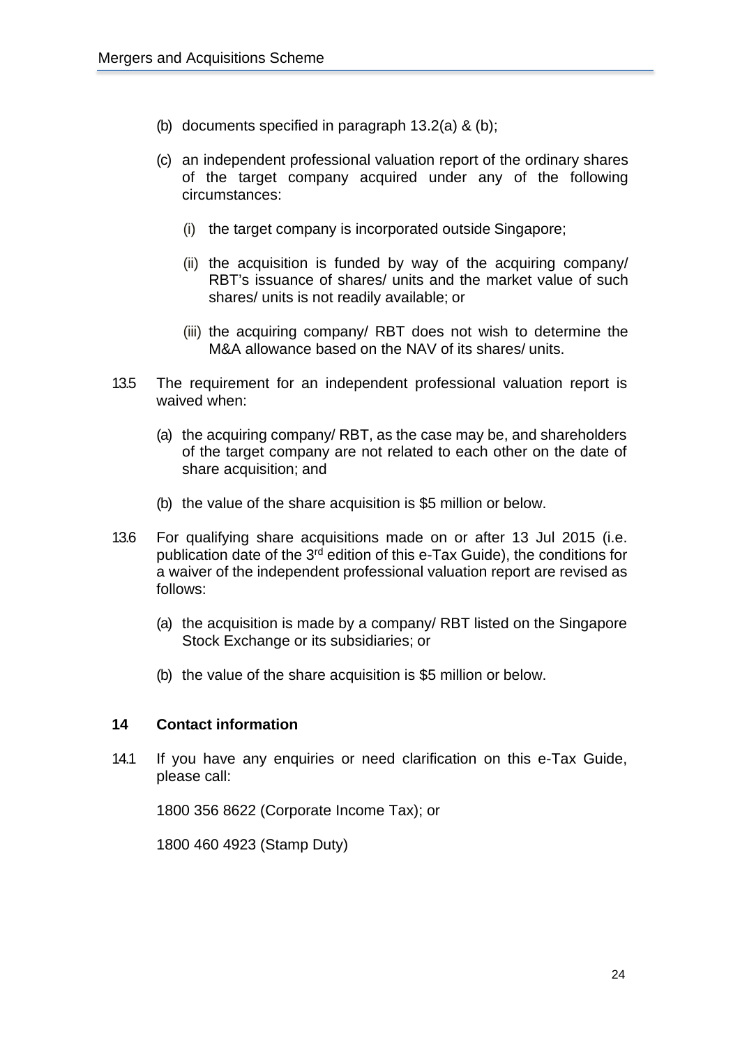(b) documents specified in paragraph 13.2(a) & (b);

(c) an independent professional valuation report of the ordinary shares of the target company acquired under any of the following circumstances:

   (i) the target company is incorporated outside Singapore;

   (ii) the acquisition is funded by way of the acquiring company/ RBT's issuance of shares/ units and the market value of such shares/ units is not readily available; or

   (iii) the acquiring company/ RBT does not wish to determine the M&A allowance based on the NAV of its shares/ units.

13.5 The requirement for an independent professional valuation report is waived when:

(a) the acquiring company/ RBT, as the case may be, and shareholders of the target company are not related to each other on the date of share acquisition; and

(b) the value of the share acquisition is $5 million or below.

13.6 For qualifying share acquisitions made on or after 13 Jul 2015 (i.e. publication date of the 3rd edition of this e-Tax Guide), the conditions for a waiver of the independent professional valuation report are revised as follows:

(a) the acquisition is made by a company/ RBT listed on the Singapore Stock Exchange or its subsidiaries; or

(b) the value of the share acquisition is $5 million or below.

## 14 Contact information

14.1 If you have any enquiries or need clarification on this e-Tax Guide, please call:

1800 356 8622 (Corporate Income Tax); or

1800 460 4923 (Stamp Duty)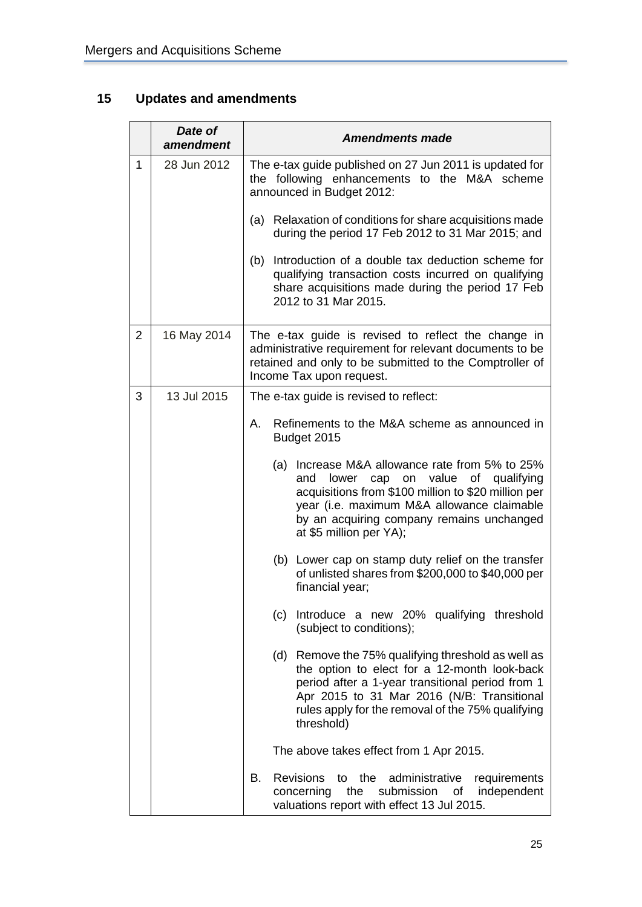## 15 Updates and amendments

| | *Date of amendment* | *Amendments made* |
|---|---|---|
| 1 | 28 Jun 2012 | The e-tax guide published on 27 Jun 2011 is updated for the following enhancements to the M&A scheme announced in Budget 2012:<br><br>(a) Relaxation of conditions for share acquisitions made during the period 17 Feb 2012 to 31 Mar 2015; and<br><br>(b) Introduction of a double tax deduction scheme for qualifying transaction costs incurred on qualifying share acquisitions made during the period 17 Feb 2012 to 31 Mar 2015. |
| 2 | 16 May 2014 | The e-tax guide is revised to reflect the change in administrative requirement for relevant documents to be retained and only to be submitted to the Comptroller of Income Tax upon request. |
| 3 | 13 Jul 2015 | The e-tax guide is revised to reflect:<br><br>A. Refinements to the M&A scheme as announced in Budget 2015<br><br>(a) Increase M&A allowance rate from 5% to 25% and lower cap on value of qualifying acquisitions from $100 million to $20 million per year (i.e. maximum M&A allowance claimable by an acquiring company remains unchanged at $5 million per YA);<br><br>(b) Lower cap on stamp duty relief on the transfer of unlisted shares from $200,000 to $40,000 per financial year;<br><br>(c) Introduce a new 20% qualifying threshold (subject to conditions);<br><br>(d) Remove the 75% qualifying threshold as well as the option to elect for a 12-month look-back period after a 1-year transitional period from 1 Apr 2015 to 31 Mar 2016 (N/B: Transitional rules apply for the removal of the 75% qualifying threshold)<br><br>The above takes effect from 1 Apr 2015.<br><br>B. Revisions to the administrative requirements concerning the submission of independent valuations report with effect 13 Jul 2015. |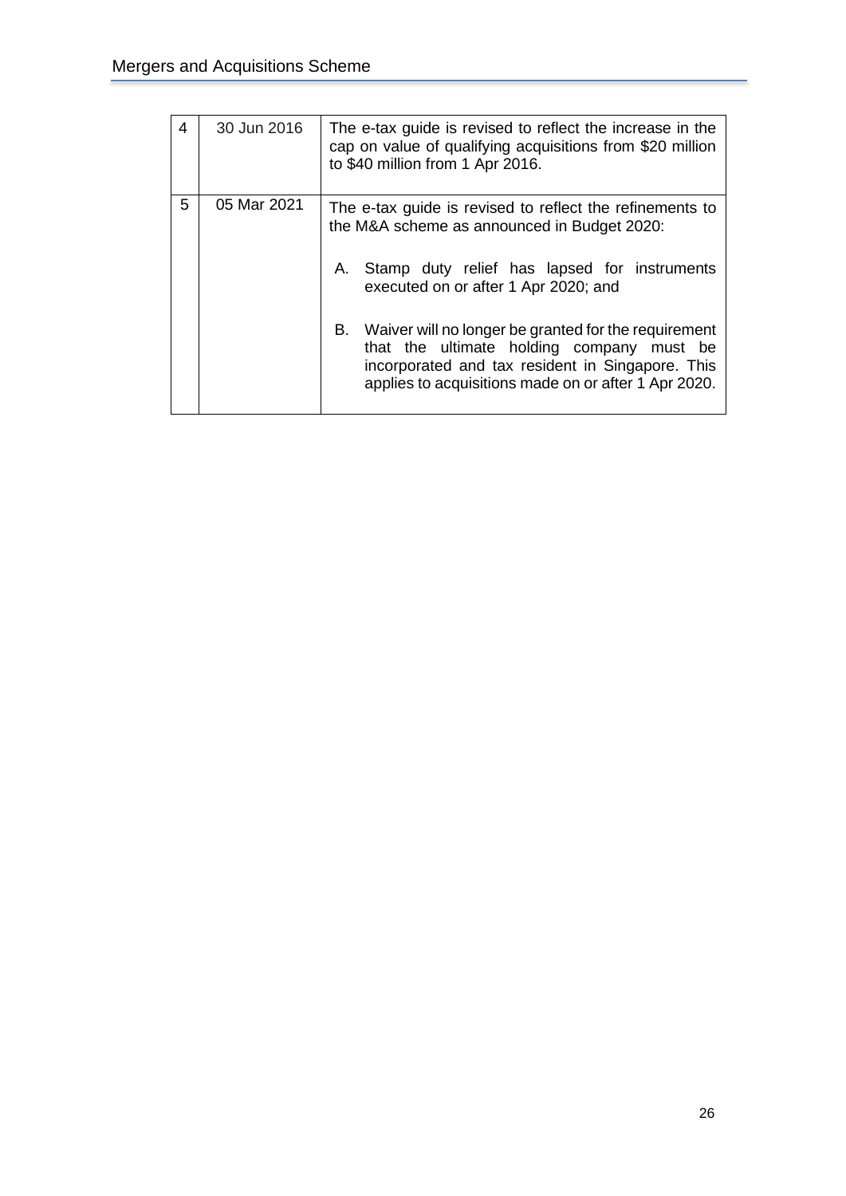| | | |
|---|---|---|
| 4 | 30 Jun 2016 | The e-tax guide is revised to reflect the increase in the cap on value of qualifying acquisitions from $20 million to $40 million from 1 Apr 2016. |
| 5 | 05 Mar 2021 | The e-tax guide is revised to reflect the refinements to the M&A scheme as announced in Budget 2020:<br><br>A. Stamp duty relief has lapsed for instruments executed on or after 1 Apr 2020; and<br><br>B. Waiver will no longer be granted for the requirement that the ultimate holding company must be incorporated and tax resident in Singapore. This applies to acquisitions made on or after 1 Apr 2020. |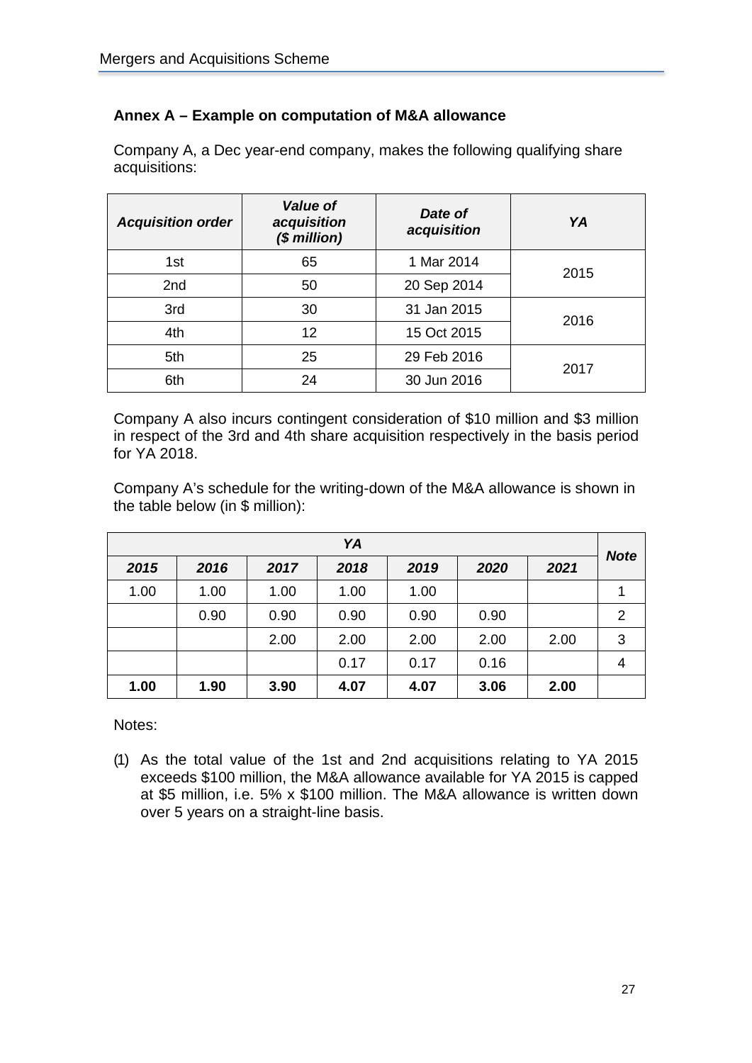**Annex A – Example on computation of M&A allowance**

Company A, a Dec year-end company, makes the following qualifying share acquisitions:

| *Acquisition order* | *Value of acquisition ($ million)* | *Date of acquisition* | *YA* |
|---|---|---|---|
| 1st | 65 | 1 Mar 2014 | 2015 |
| 2nd | 50 | 20 Sep 2014 | |
| 3rd | 30 | 31 Jan 2015 | 2016 |
| 4th | 12 | 15 Oct 2015 | |
| 5th | 25 | 29 Feb 2016 | 2017 |
| 6th | 24 | 30 Jun 2016 | |

Company A also incurs contingent consideration of $10 million and $3 million in respect of the 3rd and 4th share acquisition respectively in the basis period for YA 2018.

Company A's schedule for the writing-down of the M&A allowance is shown in the table below (in $ million):

| *YA* | | | | | | | *Note* |
|---|---|---|---|---|---|---|---|
| *2015* | *2016* | *2017* | *2018* | *2019* | *2020* | *2021* | |
| 1.00 | 1.00 | 1.00 | 1.00 | 1.00 | | | 1 |
| | 0.90 | 0.90 | 0.90 | 0.90 | 0.90 | | 2 |
| | | 2.00 | 2.00 | 2.00 | 2.00 | 2.00 | 3 |
| | | | 0.17 | 0.17 | 0.16 | | 4 |
| **1.00** | **1.90** | **3.90** | **4.07** | **4.07** | **3.06** | **2.00** | |

Notes:

(1) As the total value of the 1st and 2nd acquisitions relating to YA 2015 exceeds $100 million, the M&A allowance available for YA 2015 is capped at $5 million, i.e. 5% x $100 million. The M&A allowance is written down over 5 years on a straight-line basis.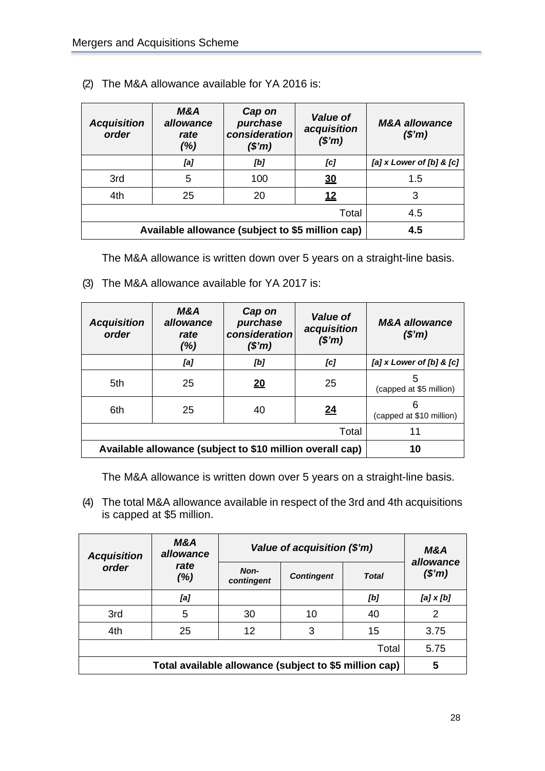(2) The M&A allowance available for YA 2016 is:

| ***Acquisition order*** | ***M&A allowance rate (%)*** | ***Cap on purchase consideration ($'m)*** | ***Value of acquisition ($'m)*** | ***M&A allowance ($'m)*** |
|---|---|---|---|---|
| | ***[a]*** | ***[b]*** | ***[c]*** | ***[a] x Lower of [b] & [c]*** |
| 3rd | 5 | 100 | **<u>30</u>** | 1.5 |
| 4th | 25 | 20 | **<u>12</u>** | 3 |
| | | | Total | 4.5 |
| **Available allowance (subject to $5 million cap)** | | | | **4.5** |

The M&A allowance is written down over 5 years on a straight-line basis.

(3) The M&A allowance available for YA 2017 is:

| ***Acquisition order*** | ***M&A allowance rate (%)*** | ***Cap on purchase consideration ($'m)*** | ***Value of acquisition ($'m)*** | ***M&A allowance ($'m)*** |
|---|---|---|---|---|
| | ***[a]*** | ***[b]*** | ***[c]*** | ***[a] x Lower of [b] & [c]*** |
| 5th | 25 | **<u>20</u>** | 25 | 5 (capped at $5 million) |
| 6th | 25 | 40 | **<u>24</u>** | 6 (capped at $10 million) |
| | | | Total | 11 |
| **Available allowance (subject to $10 million overall cap)** | | | | **10** |

The M&A allowance is written down over 5 years on a straight-line basis.

(4) The total M&A allowance available in respect of the 3rd and 4th acquisitions is capped at $5 million.

| ***Acquisition order*** | ***M&A allowance rate (%)*** | ***Value of acquisition ($'m)*** | | | ***M&A allowance ($'m)*** |
|---|---|---|---|---|---|
| | | ***Non-contingent*** | ***Contingent*** | ***Total*** | |
| | ***[a]*** | | | ***[b]*** | ***[a] x [b]*** |
| 3rd | 5 | 30 | 10 | 40 | 2 |
| 4th | 25 | 12 | 3 | 15 | 3.75 |
| | | | | Total | 5.75 |
| **Total available allowance (subject to $5 million cap)** | | | | | **5** |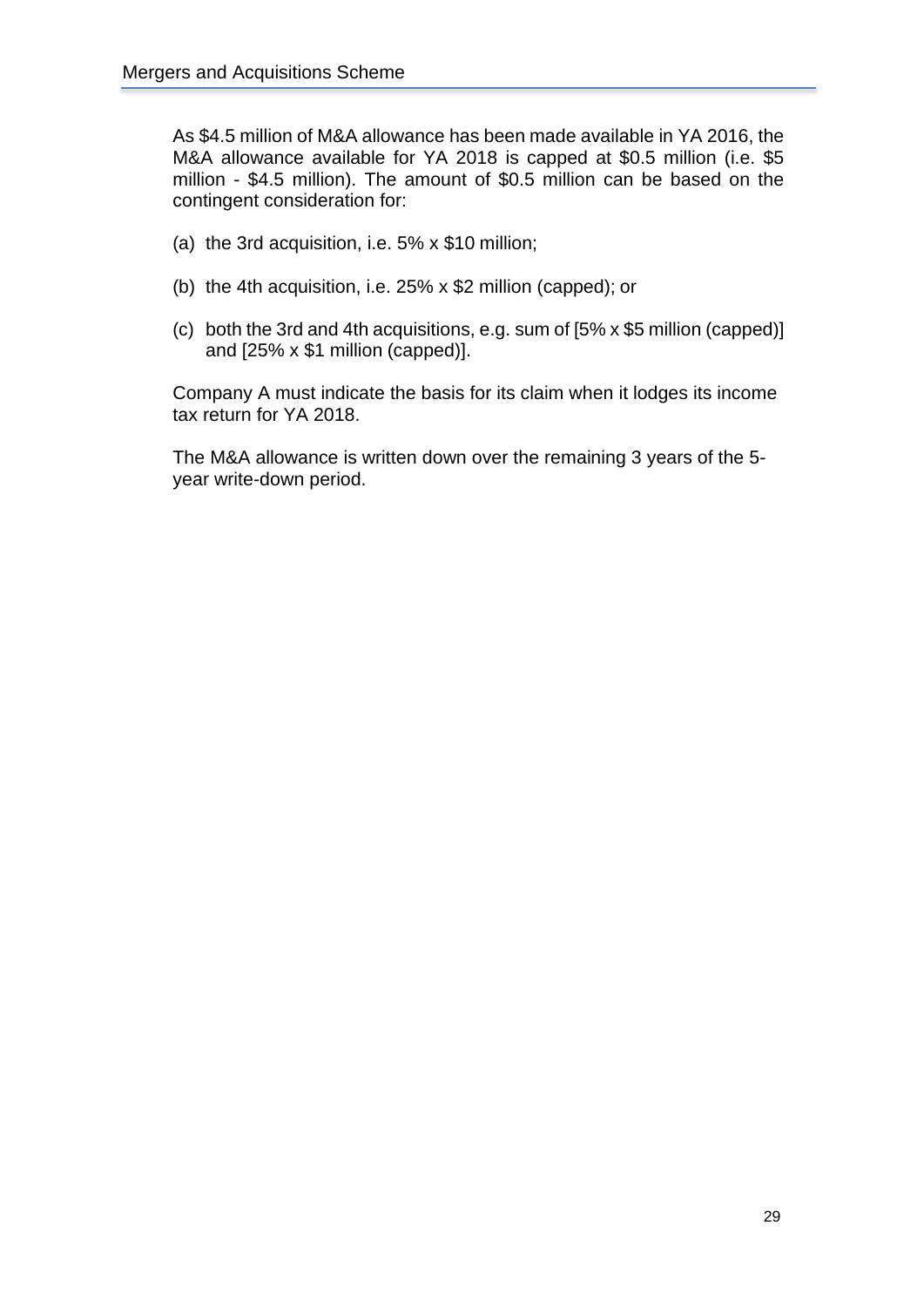As $4.5 million of M&A allowance has been made available in YA 2016, the M&A allowance available for YA 2018 is capped at $0.5 million (i.e. $5 million - $4.5 million). The amount of $0.5 million can be based on the contingent consideration for:

(a) the 3rd acquisition, i.e. 5% x $10 million;

(b) the 4th acquisition, i.e. 25% x $2 million (capped); or

(c) both the 3rd and 4th acquisitions, e.g. sum of [5% x $5 million (capped)] and [25% x $1 million (capped)].

Company A must indicate the basis for its claim when it lodges its income tax return for YA 2018.

The M&A allowance is written down over the remaining 3 years of the 5-year write-down period.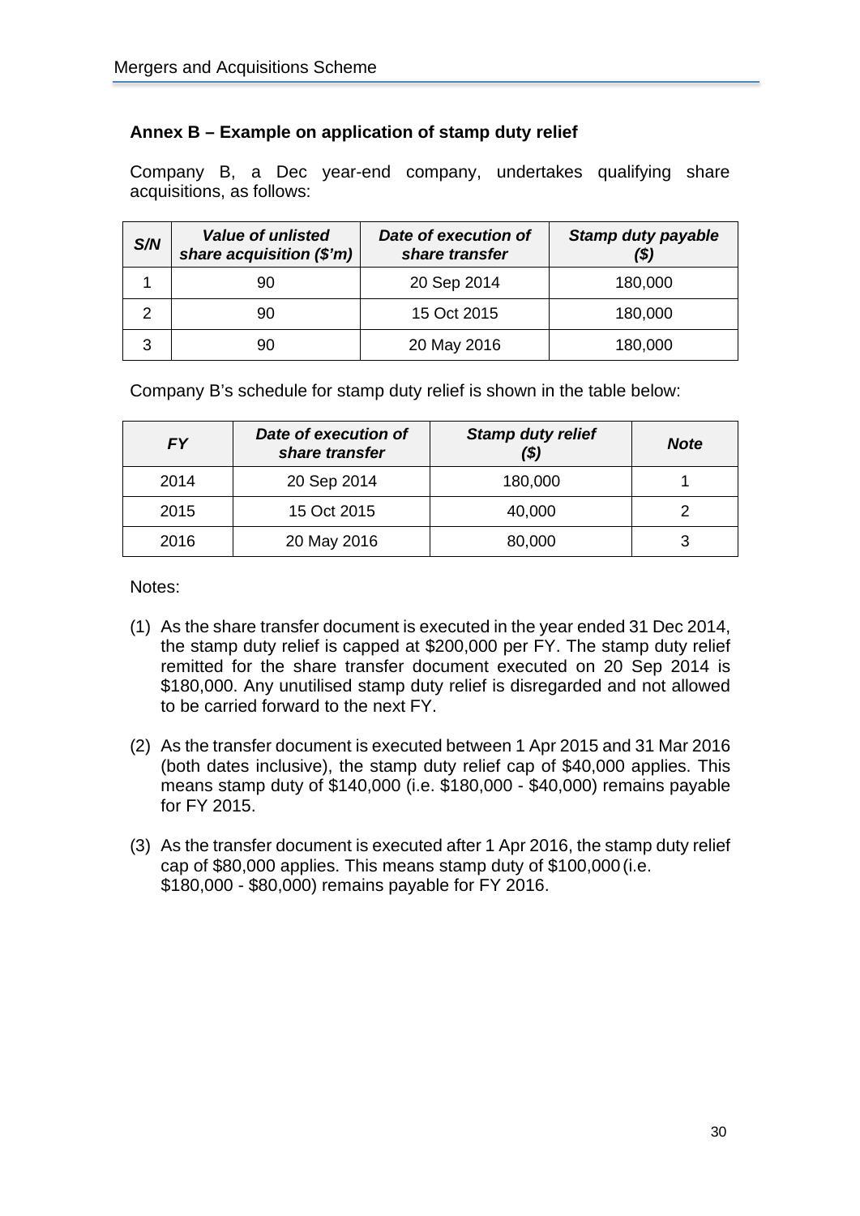## Annex B – Example on application of stamp duty relief

Company B, a Dec year-end company, undertakes qualifying share acquisitions, as follows:

| ***S/N*** | ***Value of unlisted share acquisition ($'m)*** | ***Date of execution of share transfer*** | ***Stamp duty payable ($)*** |
|---|---|---|---|
| 1 | 90 | 20 Sep 2014 | 180,000 |
| 2 | 90 | 15 Oct 2015 | 180,000 |
| 3 | 90 | 20 May 2016 | 180,000 |

Company B's schedule for stamp duty relief is shown in the table below:

| ***FY*** | ***Date of execution of share transfer*** | ***Stamp duty relief ($)*** | ***Note*** |
|---|---|---|---|
| 2014 | 20 Sep 2014 | 180,000 | 1 |
| 2015 | 15 Oct 2015 | 40,000 | 2 |
| 2016 | 20 May 2016 | 80,000 | 3 |

Notes:

(1) As the share transfer document is executed in the year ended 31 Dec 2014, the stamp duty relief is capped at $200,000 per FY. The stamp duty relief remitted for the share transfer document executed on 20 Sep 2014 is $180,000. Any unutilised stamp duty relief is disregarded and not allowed to be carried forward to the next FY.

(2) As the transfer document is executed between 1 Apr 2015 and 31 Mar 2016 (both dates inclusive), the stamp duty relief cap of $40,000 applies. This means stamp duty of $140,000 (i.e. $180,000 - $40,000) remains payable for FY 2015.

(3) As the transfer document is executed after 1 Apr 2016, the stamp duty relief cap of $80,000 applies. This means stamp duty of $100,000 (i.e. $180,000 - $80,000) remains payable for FY 2016.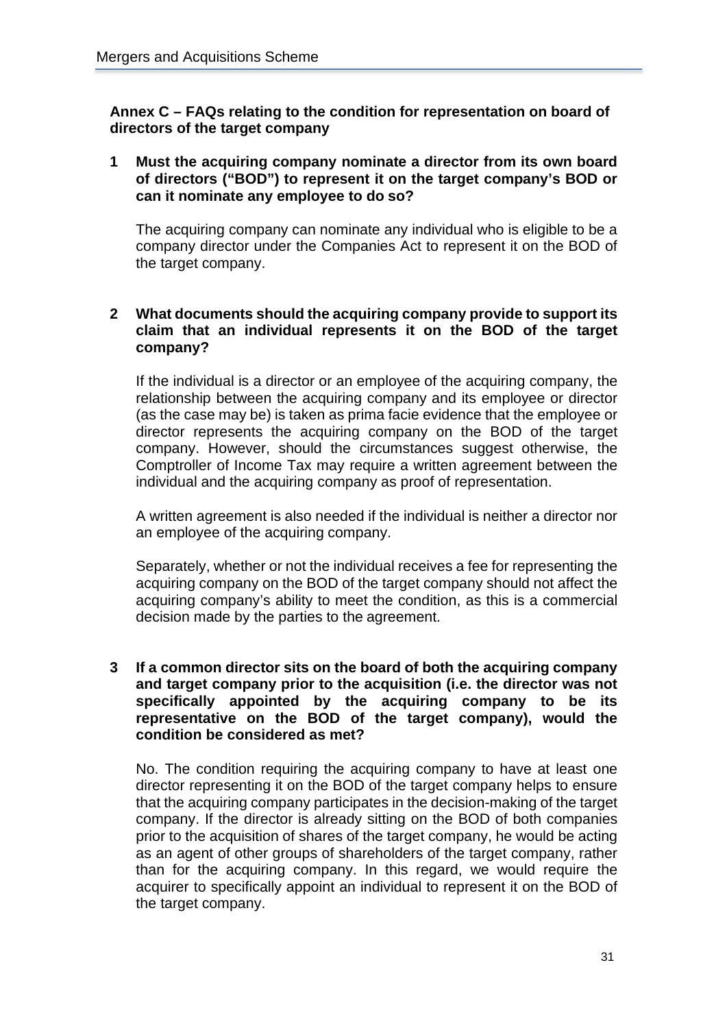## Annex C – FAQs relating to the condition for representation on board of directors of the target company

**1 Must the acquiring company nominate a director from its own board of directors ("BOD") to represent it on the target company's BOD or can it nominate any employee to do so?**

The acquiring company can nominate any individual who is eligible to be a company director under the Companies Act to represent it on the BOD of the target company.

**2 What documents should the acquiring company provide to support its claim that an individual represents it on the BOD of the target company?**

If the individual is a director or an employee of the acquiring company, the relationship between the acquiring company and its employee or director (as the case may be) is taken as prima facie evidence that the employee or director represents the acquiring company on the BOD of the target company. However, should the circumstances suggest otherwise, the Comptroller of Income Tax may require a written agreement between the individual and the acquiring company as proof of representation.

A written agreement is also needed if the individual is neither a director nor an employee of the acquiring company.

Separately, whether or not the individual receives a fee for representing the acquiring company on the BOD of the target company should not affect the acquiring company's ability to meet the condition, as this is a commercial decision made by the parties to the agreement.

**3 If a common director sits on the board of both the acquiring company and target company prior to the acquisition (i.e. the director was not specifically appointed by the acquiring company to be its representative on the BOD of the target company), would the condition be considered as met?**

No. The condition requiring the acquiring company to have at least one director representing it on the BOD of the target company helps to ensure that the acquiring company participates in the decision-making of the target company. If the director is already sitting on the BOD of both companies prior to the acquisition of shares of the target company, he would be acting as an agent of other groups of shareholders of the target company, rather than for the acquiring company. In this regard, we would require the acquirer to specifically appoint an individual to represent it on the BOD of the target company.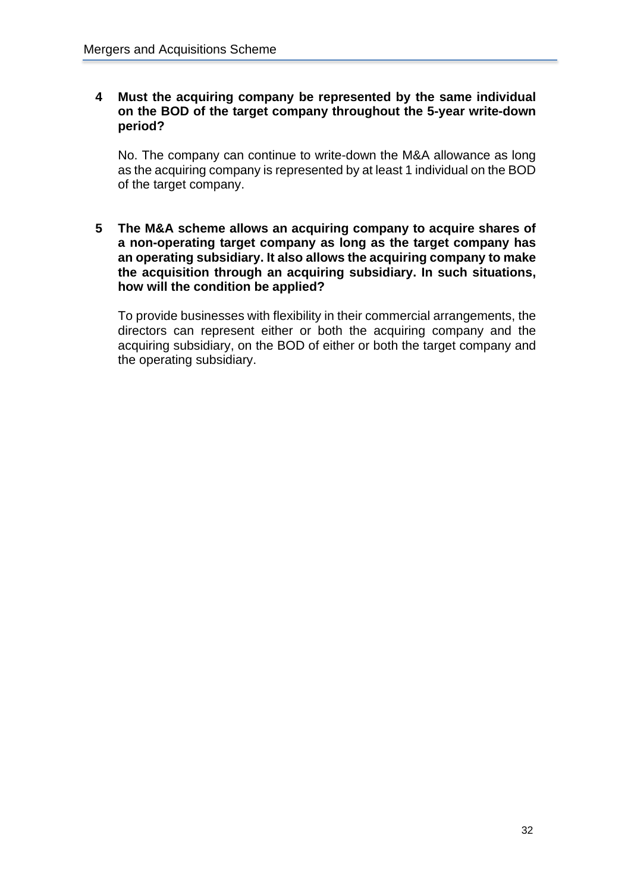**4 Must the acquiring company be represented by the same individual on the BOD of the target company throughout the 5-year write-down period?**

No. The company can continue to write-down the M&A allowance as long as the acquiring company is represented by at least 1 individual on the BOD of the target company.

**5 The M&A scheme allows an acquiring company to acquire shares of a non-operating target company as long as the target company has an operating subsidiary. It also allows the acquiring company to make the acquisition through an acquiring subsidiary. In such situations, how will the condition be applied?**

To provide businesses with flexibility in their commercial arrangements, the directors can represent either or both the acquiring company and the acquiring subsidiary, on the BOD of either or both the target company and the operating subsidiary.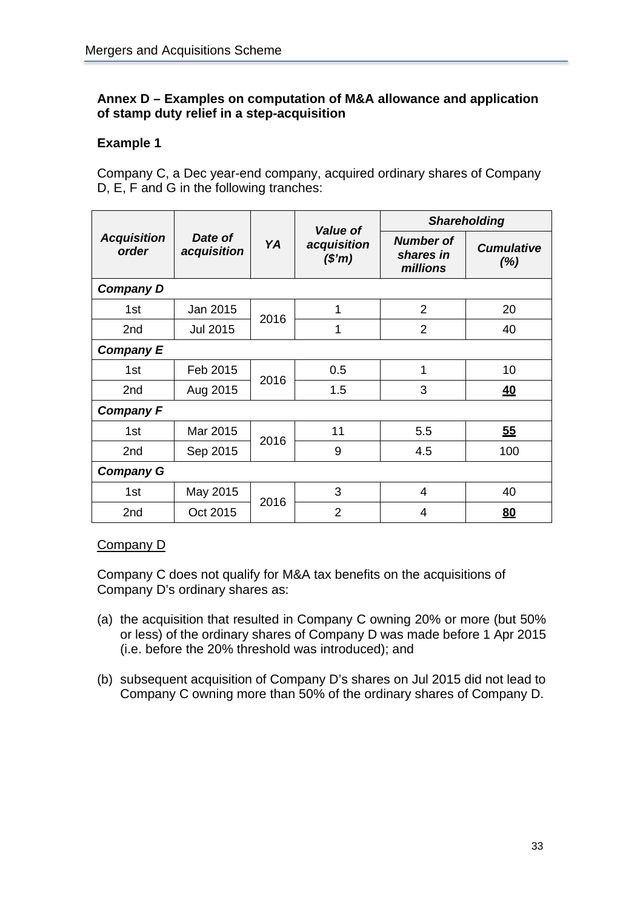## Annex D – Examples on computation of M&A allowance and application of stamp duty relief in a step-acquisition

### Example 1

Company C, a Dec year-end company, acquired ordinary shares of Company D, E, F and G in the following tranches:

| *Acquisition order* | *Date of acquisition* | *YA* | *Value of acquisition ($'m)* | *Shareholding* | |
|---|---|---|---|---|---|
| | | | | *Number of shares in millions* | *Cumulative (%)* |
| ***Company D*** | | | | | |
| 1st | Jan 2015 | 2016 | 1 | 2 | 20 |
| 2nd | Jul 2015 | | 1 | 2 | 40 |
| ***Company E*** | | | | | |
| 1st | Feb 2015 | 2016 | 0.5 | 1 | 10 |
| 2nd | Aug 2015 | | 1.5 | 3 | **40** |
| ***Company F*** | | | | | |
| 1st | Mar 2015 | 2016 | 11 | 5.5 | **55** |
| 2nd | Sep 2015 | | 9 | 4.5 | 100 |
| ***Company G*** | | | | | |
| 1st | May 2015 | 2016 | 3 | 4 | 40 |
| 2nd | Oct 2015 | | 2 | 4 | **80** |

Company D

Company C does not qualify for M&A tax benefits on the acquisitions of Company D's ordinary shares as:

(a) the acquisition that resulted in Company C owning 20% or more (but 50% or less) of the ordinary shares of Company D was made before 1 Apr 2015 (i.e. before the 20% threshold was introduced); and

(b) subsequent acquisition of Company D's shares on Jul 2015 did not lead to Company C owning more than 50% of the ordinary shares of Company D.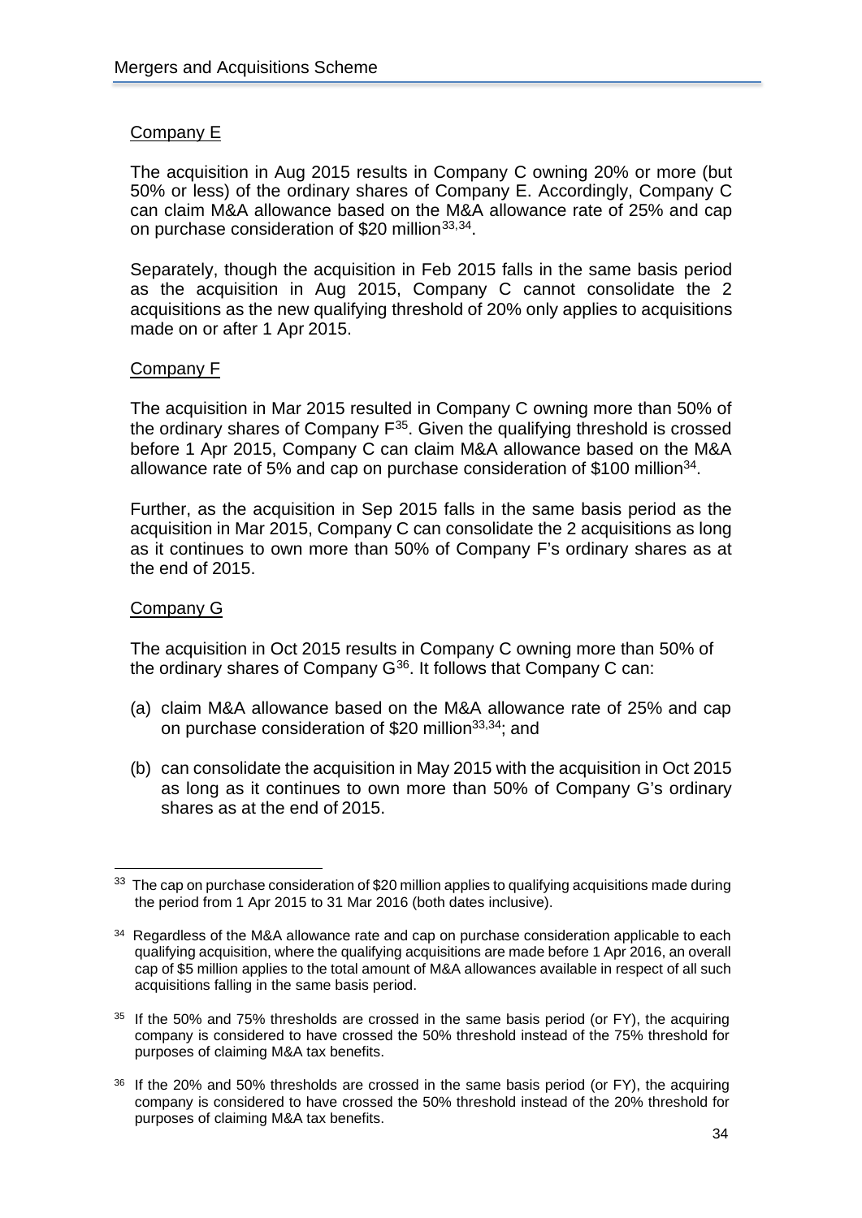### Company E

The acquisition in Aug 2015 results in Company C owning 20% or more (but 50% or less) of the ordinary shares of Company E. Accordingly, Company C can claim M&A allowance based on the M&A allowance rate of 25% and cap on purchase consideration of $20 million[33,34].

Separately, though the acquisition in Feb 2015 falls in the same basis period as the acquisition in Aug 2015, Company C cannot consolidate the 2 acquisitions as the new qualifying threshold of 20% only applies to acquisitions made on or after 1 Apr 2015.

### Company F

The acquisition in Mar 2015 resulted in Company C owning more than 50% of the ordinary shares of Company F[35]. Given the qualifying threshold is crossed before 1 Apr 2015, Company C can claim M&A allowance based on the M&A allowance rate of 5% and cap on purchase consideration of $100 million[34].

Further, as the acquisition in Sep 2015 falls in the same basis period as the acquisition in Mar 2015, Company C can consolidate the 2 acquisitions as long as it continues to own more than 50% of Company F's ordinary shares as at the end of 2015.

### Company G

The acquisition in Oct 2015 results in Company C owning more than 50% of the ordinary shares of Company G[36]. It follows that Company C can:

(a) claim M&A allowance based on the M&A allowance rate of 25% and cap on purchase consideration of $20 million[33,34]; and

(b) can consolidate the acquisition in May 2015 with the acquisition in Oct 2015 as long as it continues to own more than 50% of Company G's ordinary shares as at the end of 2015.

---

[33] The cap on purchase consideration of $20 million applies to qualifying acquisitions made during the period from 1 Apr 2015 to 31 Mar 2016 (both dates inclusive).

[34] Regardless of the M&A allowance rate and cap on purchase consideration applicable to each qualifying acquisition, where the qualifying acquisitions are made before 1 Apr 2016, an overall cap of $5 million applies to the total amount of M&A allowances available in respect of all such acquisitions falling in the same basis period.

[35] If the 50% and 75% thresholds are crossed in the same basis period (or FY), the acquiring company is considered to have crossed the 50% threshold instead of the 75% threshold for purposes of claiming M&A tax benefits.

[36] If the 20% and 50% thresholds are crossed in the same basis period (or FY), the acquiring company is considered to have crossed the 50% threshold instead of the 20% threshold for purposes of claiming M&A tax benefits.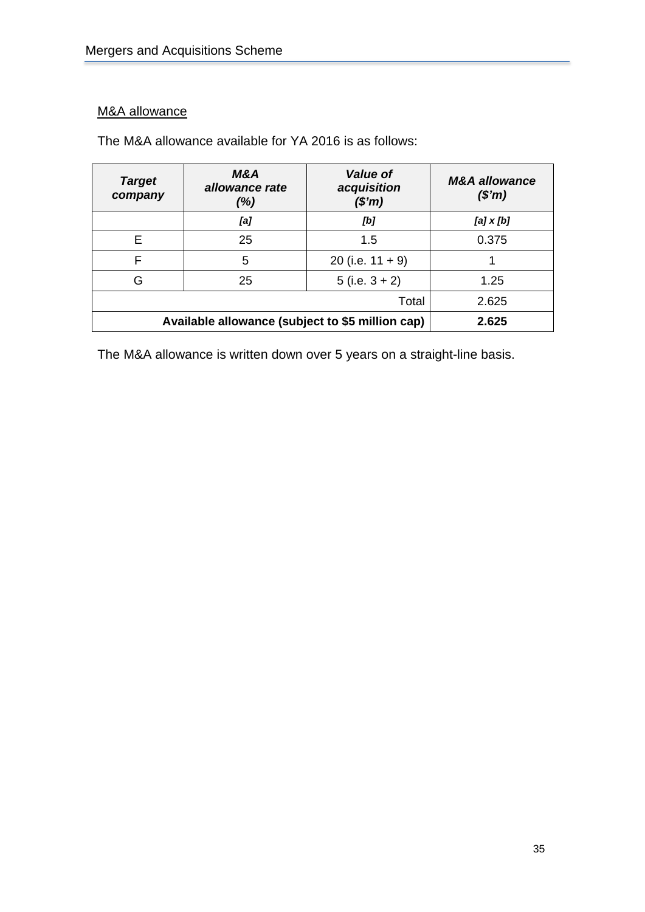M&A allowance

The M&A allowance available for YA 2016 is as follows:

| ***Target company*** | ***M&A allowance rate (%)*** | ***Value of acquisition ($'m)*** | ***M&A allowance ($'m)*** |
|---|---|---|---|
| | ***[a]*** | ***[b]*** | ***[a] x [b]*** |
| E | 25 | 1.5 | 0.375 |
| F | 5 | 20 (i.e. 11 + 9) | 1 |
| G | 25 | 5 (i.e. 3 + 2) | 1.25 |
| | | Total | 2.625 |
| | | **Available allowance (subject to $5 million cap)** | **2.625** |

The M&A allowance is written down over 5 years on a straight-line basis.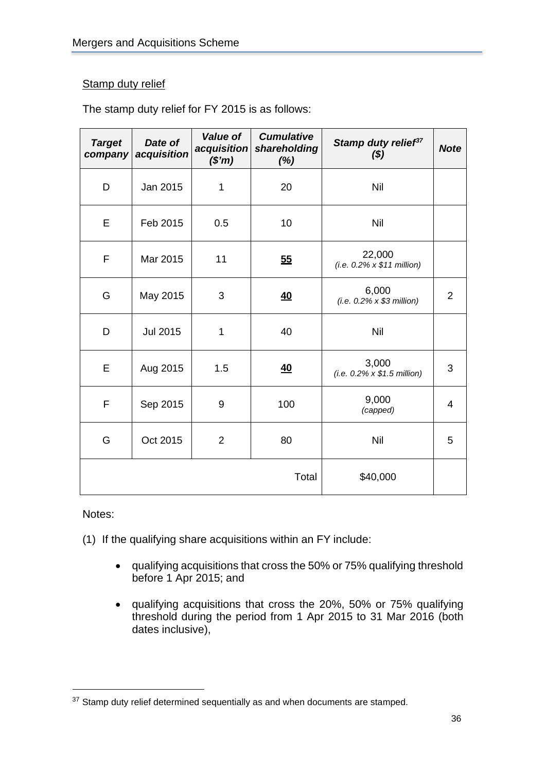Stamp duty relief

The stamp duty relief for FY 2015 is as follows:

| *Target company* | *Date of acquisition* | *Value of acquisition ($'m)* | *Cumulative shareholding (%)* | *Stamp duty relief[37] ($)* | *Note* |
|---|---|---|---|---|---|
| D | Jan 2015 | 1 | 20 | Nil | |
| E | Feb 2015 | 0.5 | 10 | Nil | |
| F | Mar 2015 | 11 | **55** | 22,000 *(i.e. 0.2% x $11 million)* | |
| G | May 2015 | 3 | **40** | 6,000 *(i.e. 0.2% x $3 million)* | 2 |
| D | Jul 2015 | 1 | 40 | Nil | |
| E | Aug 2015 | 1.5 | **40** | 3,000 *(i.e. 0.2% x $1.5 million)* | 3 |
| F | Sep 2015 | 9 | 100 | 9,000 *(capped)* | 4 |
| G | Oct 2015 | 2 | 80 | Nil | 5 |
| | | | Total | $40,000 | |

Notes:

(1) If the qualifying share acquisitions within an FY include:

- qualifying acquisitions that cross the 50% or 75% qualifying threshold before 1 Apr 2015; and
- qualifying acquisitions that cross the 20%, 50% or 75% qualifying threshold during the period from 1 Apr 2015 to 31 Mar 2016 (both dates inclusive),

[37] Stamp duty relief determined sequentially as and when documents are stamped.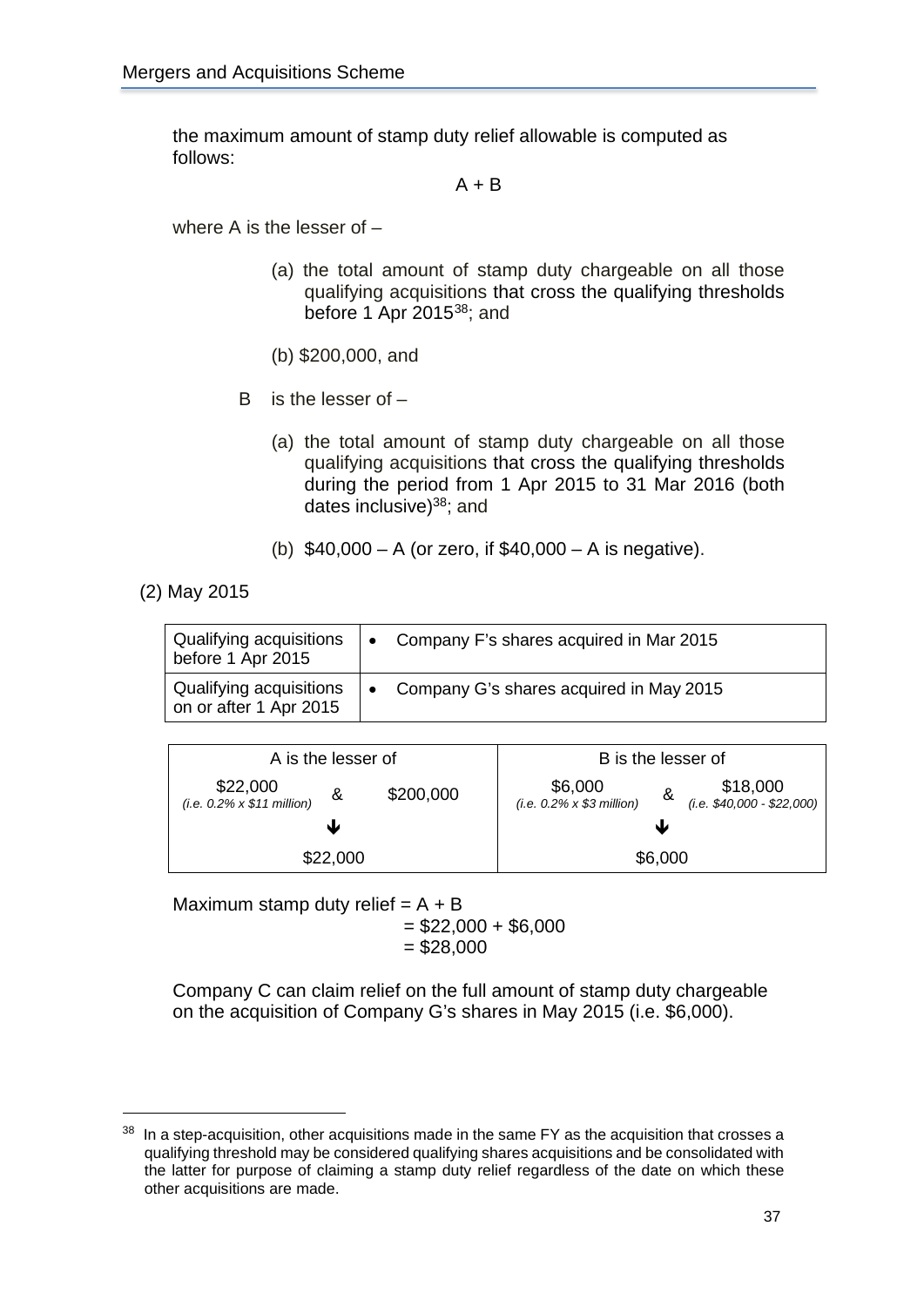the maximum amount of stamp duty relief allowable is computed as follows:

$$A + B$$

where A is the lesser of –

(a) the total amount of stamp duty chargeable on all those qualifying acquisitions that cross the qualifying thresholds before 1 Apr 2015[38]; and

(b) $200,000, and

B is the lesser of –

(a) the total amount of stamp duty chargeable on all those qualifying acquisitions that cross the qualifying thresholds during the period from 1 Apr 2015 to 31 Mar 2016 (both dates inclusive)[38]; and

(b) $40,000 – A (or zero, if $40,000 – A is negative).

(2) May 2015

| Qualifying acquisitions before 1 Apr 2015 | • Company F's shares acquired in Mar 2015 |
|---|---|
| Qualifying acquisitions on or after 1 Apr 2015 | • Company G's shares acquired in May 2015 |

| A is the lesser of | | | B is the lesser of | | |
|---|---|---|---|---|---|
| $22,000 *(i.e. 0.2% x $11 million)* | & | $200,000 | $6,000 *(i.e. 0.2% x $3 million)* | & | $18,000 *(i.e. $40,000 - $22,000)* |
| | ↓ | | | ↓ | |
| | $22,000 | | | $6,000 | |

Maximum stamp duty relief = A + B
= $22,000 + $6,000
= $28,000

Company C can claim relief on the full amount of stamp duty chargeable on the acquisition of Company G's shares in May 2015 (i.e. $6,000).

[38] In a step-acquisition, other acquisitions made in the same FY as the acquisition that crosses a qualifying threshold may be considered qualifying shares acquisitions and be consolidated with the latter for purpose of claiming a stamp duty relief regardless of the date on which these other acquisitions are made.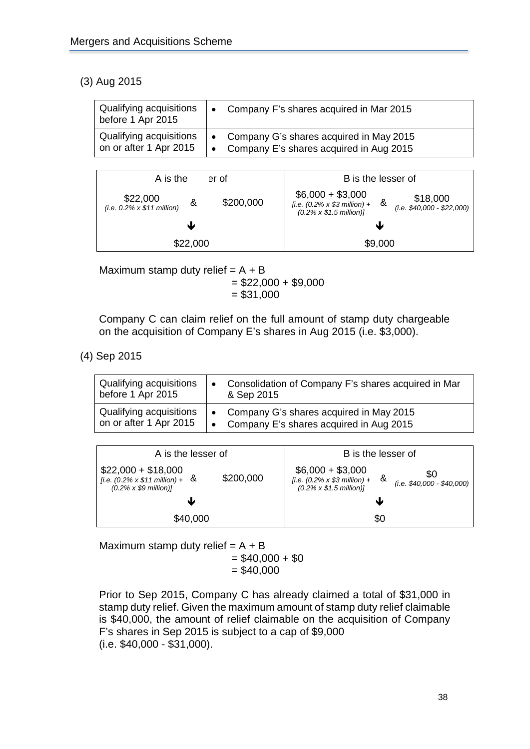(3) Aug 2015

| Qualifying acquisitions before 1 Apr 2015 | • Company F's shares acquired in Mar 2015 |
|---|---|
| Qualifying acquisitions on or after 1 Apr 2015 | • Company G's shares acquired in May 2015<br>• Company E's shares acquired in Aug 2015 |

| A is the er of | | | B is the lesser of | | |
|---|---|---|---|---|---|
| $22,000<br>*(i.e. 0.2% x $11 million)* | & | $200,000 | $6,000 + $3,000<br>*[i.e. (0.2% x $3 million) + (0.2% x $1.5 million)]* | & | $18,000<br>*(i.e. $40,000 - $22,000)* |
| ↓ | | | ↓ | | |
| $22,000 | | | $9,000 | | |

Maximum stamp duty relief = A + B
= $22,000 + $9,000
= $31,000

Company C can claim relief on the full amount of stamp duty chargeable on the acquisition of Company E's shares in Aug 2015 (i.e. $3,000).

(4) Sep 2015

| Qualifying acquisitions before 1 Apr 2015 | • Consolidation of Company F's shares acquired in Mar & Sep 2015 |
|---|---|
| Qualifying acquisitions on or after 1 Apr 2015 | • Company G's shares acquired in May 2015<br>• Company E's shares acquired in Aug 2015 |

| A is the lesser of | | | B is the lesser of | | |
|---|---|---|---|---|---|
| $22,000 + $18,000<br>*[i.e. (0.2% x $11 million) + (0.2% x $9 million)]* | & | $200,000 | $6,000 + $3,000<br>*[i.e. (0.2% x $3 million) + (0.2% x $1.5 million)]* | & | $0<br>*(i.e. $40,000 - $40,000)* |
| ↓ | | | ↓ | | |
| $40,000 | | | $0 | | |

Maximum stamp duty relief = A + B
= $40,000 + $0
= $40,000

Prior to Sep 2015, Company C has already claimed a total of $31,000 in stamp duty relief. Given the maximum amount of stamp duty relief claimable is $40,000, the amount of relief claimable on the acquisition of Company F's shares in Sep 2015 is subject to a cap of $9,000
(i.e. $40,000 - $31,000).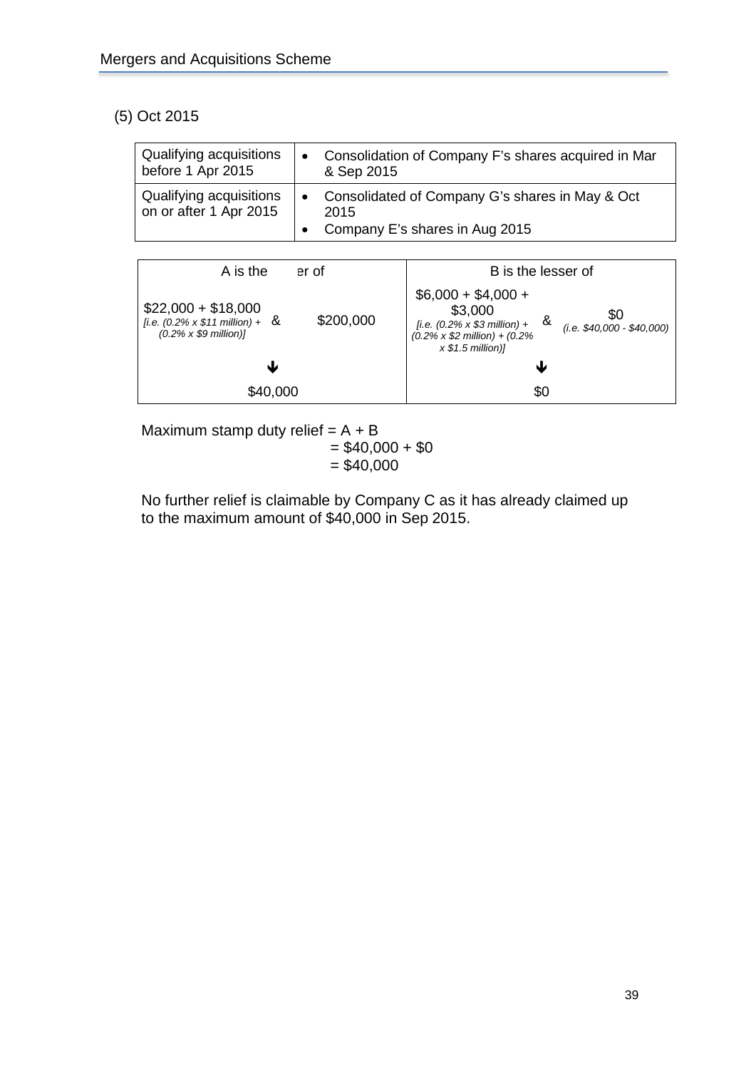(5) Oct 2015

| Qualifying acquisitions before 1 Apr 2015 | • Consolidation of Company F's shares acquired in Mar & Sep 2015 |
|---|---|
| Qualifying acquisitions on or after 1 Apr 2015 | • Consolidated of Company G's shares in May & Oct 2015<br>• Company E's shares in Aug 2015 |

| A is the er of | | | B is the lesser of | | |
|---|---|---|---|---|---|
| $22,000 + $18,000 *[i.e. (0.2% x $11 million) + (0.2% x $9 million)]* | & | $200,000 | $6,000 + $4,000 + $3,000 *[i.e. (0.2% x $3 million) + (0.2% x $2 million) + (0.2% x $1.5 million)]* | & | $0 *(i.e. $40,000 - $40,000)* |
| ↓ | | | ↓ | | |
| $40,000 | | | $0 | | |

Maximum stamp duty relief = A + B
= $40,000 + $0
= $40,000

No further relief is claimable by Company C as it has already claimed up to the maximum amount of $40,000 in Sep 2015.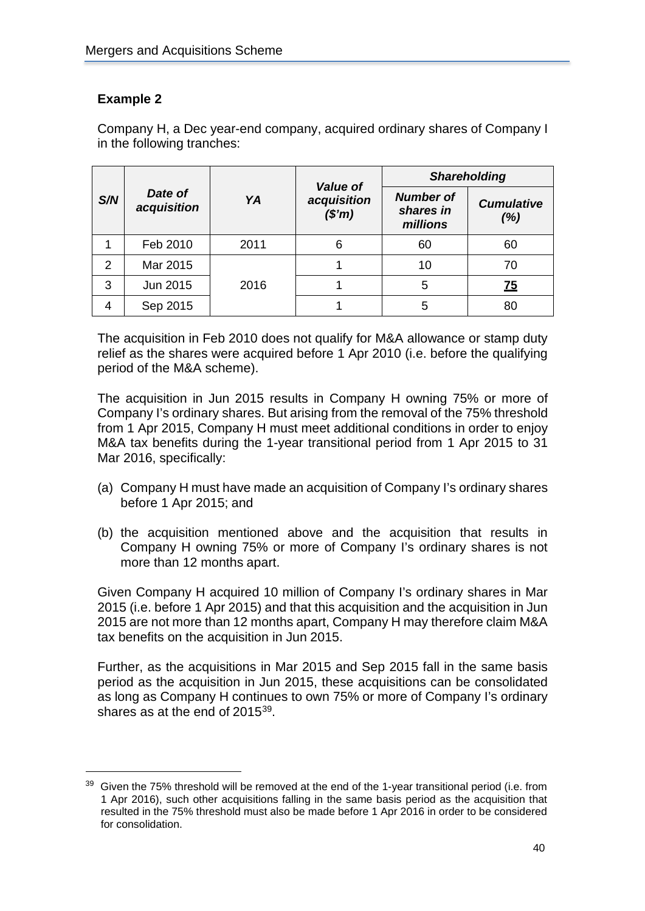**Example 2**

Company H, a Dec year-end company, acquired ordinary shares of Company I in the following tranches:

| *S/N* | *Date of acquisition* | *YA* | *Value of acquisition ($'m)* | *Shareholding* | |
|---|---|---|---|---|---|
| | | | | *Number of shares in millions* | *Cumulative (%)* |
| 1 | Feb 2010 | 2011 | 6 | 60 | 60 |
| 2 | Mar 2015 | 2016 | 1 | 10 | 70 |
| 3 | Jun 2015 | | 1 | 5 | **75** |
| 4 | Sep 2015 | | 1 | 5 | 80 |

The acquisition in Feb 2010 does not qualify for M&A allowance or stamp duty relief as the shares were acquired before 1 Apr 2010 (i.e. before the qualifying period of the M&A scheme).

The acquisition in Jun 2015 results in Company H owning 75% or more of Company I's ordinary shares. But arising from the removal of the 75% threshold from 1 Apr 2015, Company H must meet additional conditions in order to enjoy M&A tax benefits during the 1-year transitional period from 1 Apr 2015 to 31 Mar 2016, specifically:

(a) Company H must have made an acquisition of Company I's ordinary shares before 1 Apr 2015; and

(b) the acquisition mentioned above and the acquisition that results in Company H owning 75% or more of Company I's ordinary shares is not more than 12 months apart.

Given Company H acquired 10 million of Company I's ordinary shares in Mar 2015 (i.e. before 1 Apr 2015) and that this acquisition and the acquisition in Jun 2015 are not more than 12 months apart, Company H may therefore claim M&A tax benefits on the acquisition in Jun 2015.

Further, as the acquisitions in Mar 2015 and Sep 2015 fall in the same basis period as the acquisition in Jun 2015, these acquisitions can be consolidated as long as Company H continues to own 75% or more of Company I's ordinary shares as at the end of 2015[39].

---

[39] Given the 75% threshold will be removed at the end of the 1-year transitional period (i.e. from 1 Apr 2016), such other acquisitions falling in the same basis period as the acquisition that resulted in the 75% threshold must also be made before 1 Apr 2016 in order to be considered for consolidation.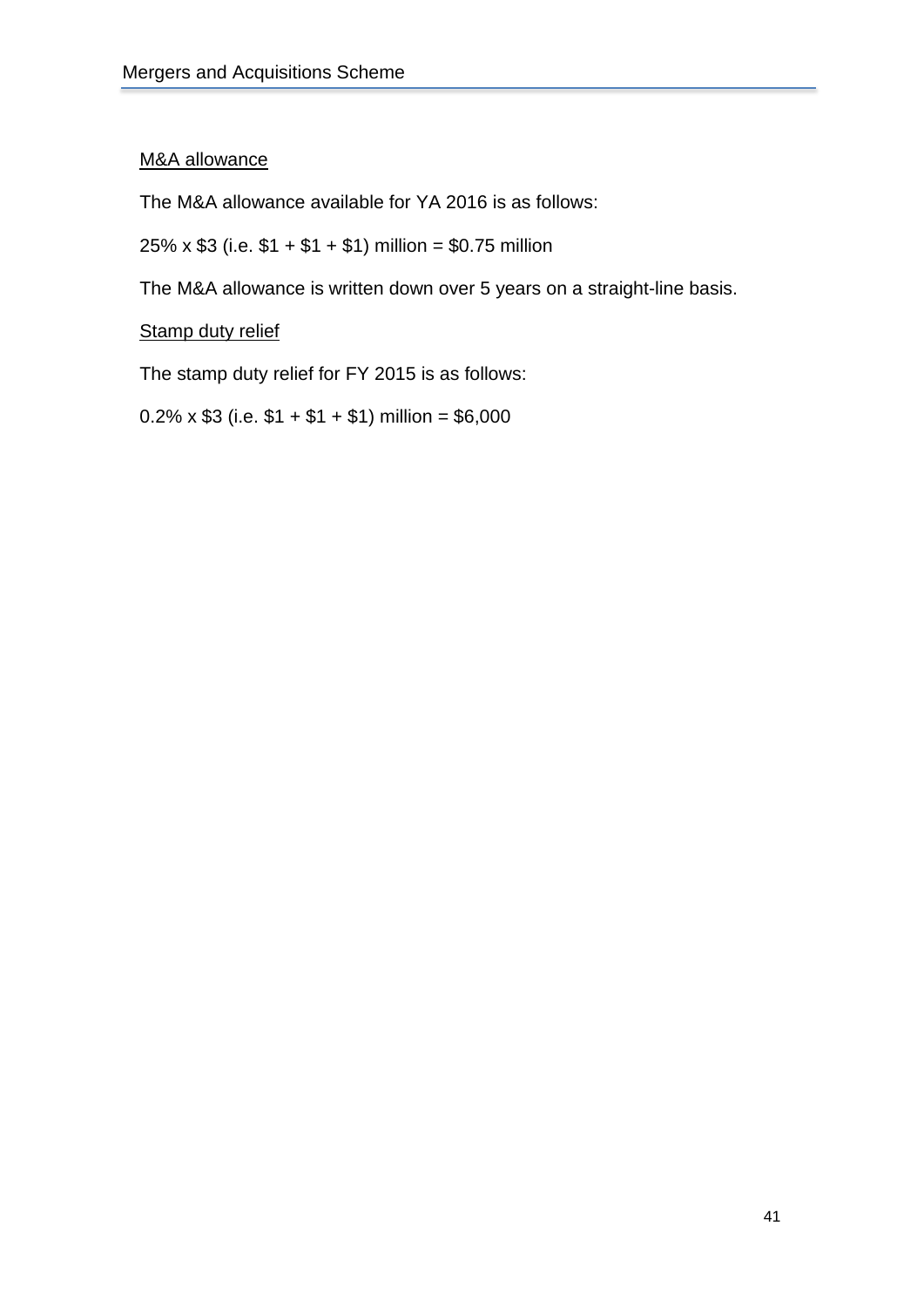<u>M&A allowance</u>

The M&A allowance available for YA 2016 is as follows:

25% x $3 (i.e. $1 + $1 + $1) million = $0.75 million

The M&A allowance is written down over 5 years on a straight-line basis.

<u>Stamp duty relief</u>

The stamp duty relief for FY 2015 is as follows:

0.2% x $3 (i.e. $1 + $1 + $1) million = $6,000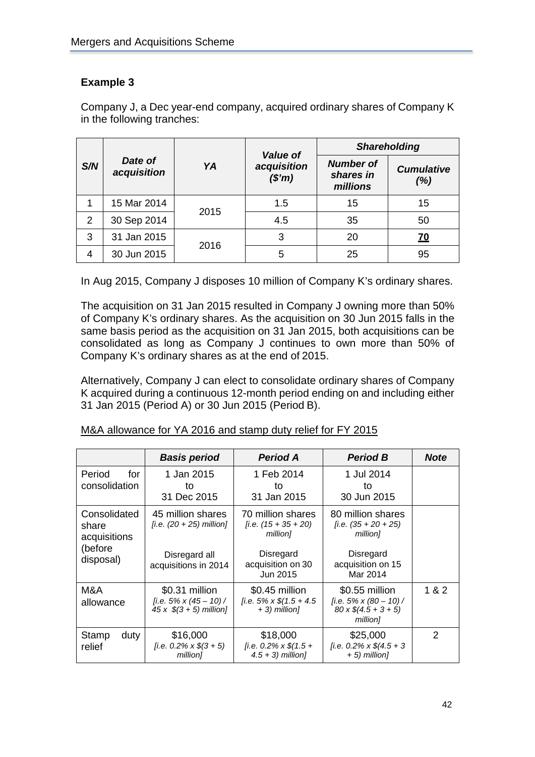**Example 3**

Company J, a Dec year-end company, acquired ordinary shares of Company K in the following tranches:

| S/N | Date of acquisition | YA | Value of acquisition ($'m) | Shareholding | |
|---|---|---|---|---|---|
| | | | | Number of shares in millions | Cumulative (%) |
| 1 | 15 Mar 2014 | 2015 | 1.5 | 15 | 15 |
| 2 | 30 Sep 2014 | | 4.5 | 35 | 50 |
| 3 | 31 Jan 2015 | 2016 | 3 | 20 | **70** |
| 4 | 30 Jun 2015 | | 5 | 25 | 95 |

In Aug 2015, Company J disposes 10 million of Company K's ordinary shares.

The acquisition on 31 Jan 2015 resulted in Company J owning more than 50% of Company K's ordinary shares. As the acquisition on 30 Jun 2015 falls in the same basis period as the acquisition on 31 Jan 2015, both acquisitions can be consolidated as long as Company J continues to own more than 50% of Company K's ordinary shares as at the end of 2015.

Alternatively, Company J can elect to consolidate ordinary shares of Company K acquired during a continuous 12-month period ending on and including either 31 Jan 2015 (Period A) or 30 Jun 2015 (Period B).

M&A allowance for YA 2016 and stamp duty relief for FY 2015

| | Basis period | Period A | Period B | Note |
|---|---|---|---|---|
| Period for consolidation | 1 Jan 2015 to 31 Dec 2015 | 1 Feb 2014 to 31 Jan 2015 | 1 Jul 2014 to 30 Jun 2015 | |
| Consolidated share acquisitions (before disposal) | 45 million shares *[i.e. (20 + 25) million]* Disregard all acquisitions in 2014 | 70 million shares *[i.e. (15 + 35 + 20) million]* Disregard acquisition on 30 Jun 2015 | 80 million shares *[i.e. (35 + 20 + 25) million]* Disregard acquisition on 15 Mar 2014 | |
| M&A allowance | $0.31 million *[i.e. 5% x (45 – 10) / 45 x $(3 + 5) million]* | $0.45 million *[i.e. 5% x $(1.5 + 4.5 + 3) million]* | $0.55 million *[i.e. 5% x (80 – 10) / 80 x $(4.5 + 3 + 5) million]* | 1 & 2 |
| Stamp duty relief | $16,000 *[i.e. 0.2% x $(3 + 5) million]* | $18,000 *[i.e. 0.2% x $(1.5 + 4.5 + 3) million]* | $25,000 *[i.e. 0.2% x $(4.5 + 3 + 5) million]* | 2 |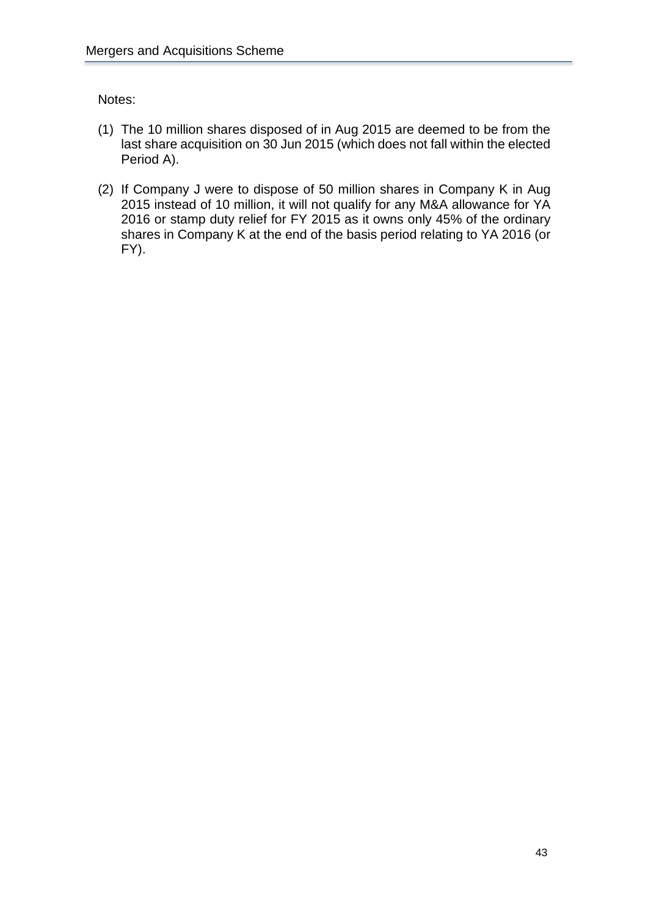Notes:

(1) The 10 million shares disposed of in Aug 2015 are deemed to be from the last share acquisition on 30 Jun 2015 (which does not fall within the elected Period A).

(2) If Company J were to dispose of 50 million shares in Company K in Aug 2015 instead of 10 million, it will not qualify for any M&A allowance for YA 2016 or stamp duty relief for FY 2015 as it owns only 45% of the ordinary shares in Company K at the end of the basis period relating to YA 2016 (or FY).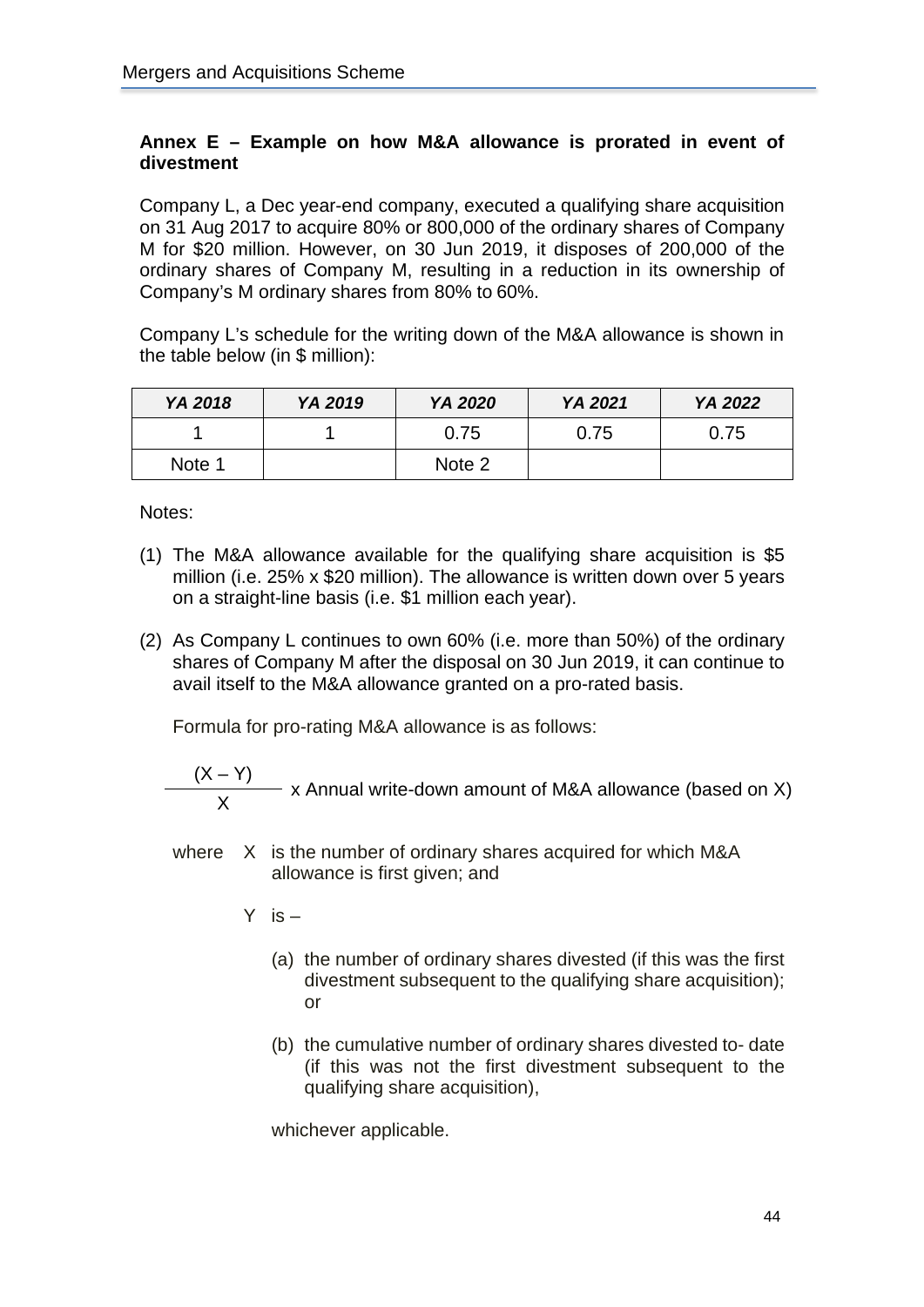## Annex E – Example on how M&A allowance is prorated in event of divestment

Company L, a Dec year-end company, executed a qualifying share acquisition on 31 Aug 2017 to acquire 80% or 800,000 of the ordinary shares of Company M for $20 million. However, on 30 Jun 2019, it disposes of 200,000 of the ordinary shares of Company M, resulting in a reduction in its ownership of Company's M ordinary shares from 80% to 60%.

Company L's schedule for the writing down of the M&A allowance is shown in the table below (in $ million):

| *YA 2018* | *YA 2019* | *YA 2020* | *YA 2021* | *YA 2022* |
|---|---|---|---|---|
| 1 | 1 | 0.75 | 0.75 | 0.75 |
| Note 1 | | Note 2 | | |

Notes:

(1) The M&A allowance available for the qualifying share acquisition is $5 million (i.e. 25% x $20 million). The allowance is written down over 5 years on a straight-line basis (i.e. $1 million each year).

(2) As Company L continues to own 60% (i.e. more than 50%) of the ordinary shares of Company M after the disposal on 30 Jun 2019, it can continue to avail itself to the M&A allowance granted on a pro-rated basis.

Formula for pro-rating M&A allowance is as follows:

$$\frac{(X - Y)}{X} \times \text{Annual write-down amount of M\&A allowance (based on X)}$$

where X is the number of ordinary shares acquired for which M&A allowance is first given; and

Y is –

(a) the number of ordinary shares divested (if this was the first divestment subsequent to the qualifying share acquisition); or

(b) the cumulative number of ordinary shares divested to- date (if this was not the first divestment subsequent to the qualifying share acquisition),

whichever applicable.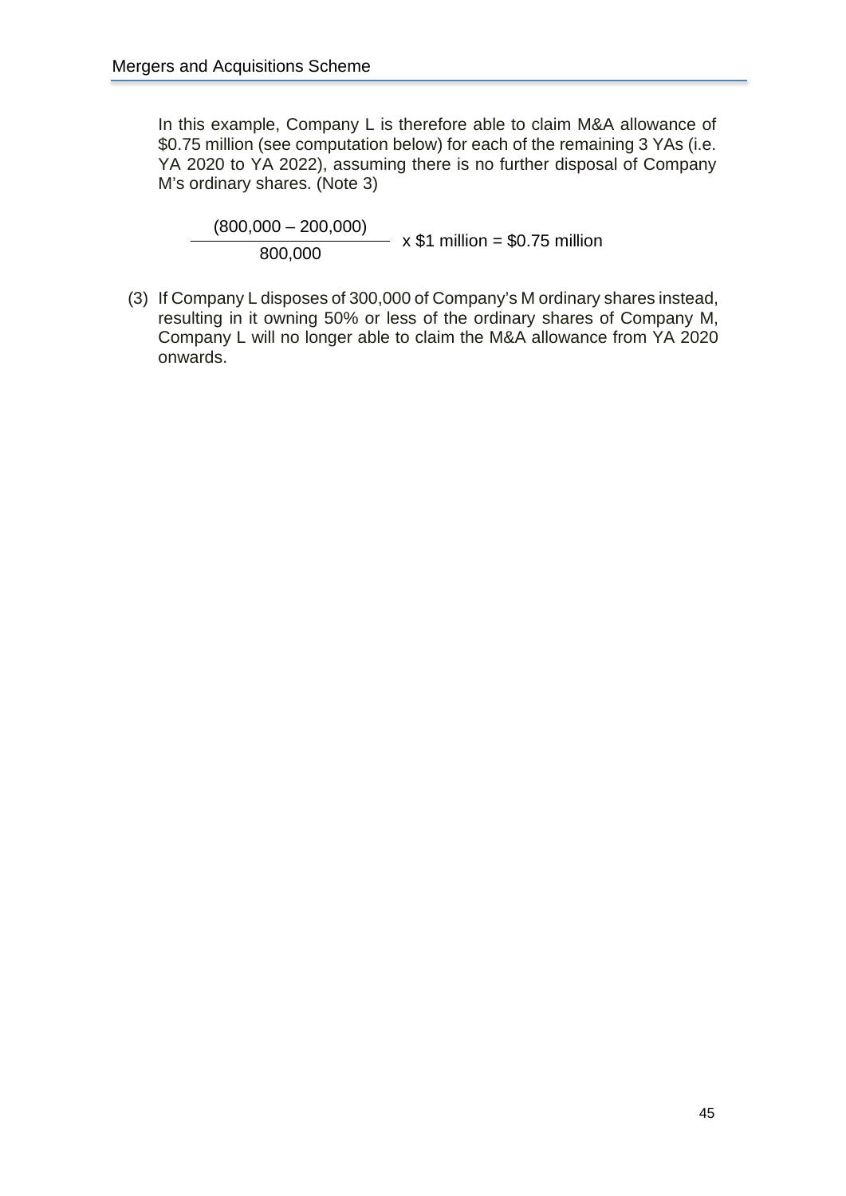In this example, Company L is therefore able to claim M&A allowance of $0.75 million (see computation below) for each of the remaining 3 YAs (i.e. YA 2020 to YA 2022), assuming there is no further disposal of Company M's ordinary shares. (Note 3)

$$\frac{(800{,}000 - 200{,}000)}{800{,}000} \times \$1 \text{ million} = \$0.75 \text{ million}$$

(3) If Company L disposes of 300,000 of Company's M ordinary shares instead, resulting in it owning 50% or less of the ordinary shares of Company M, Company L will no longer able to claim the M&A allowance from YA 2020 onwards.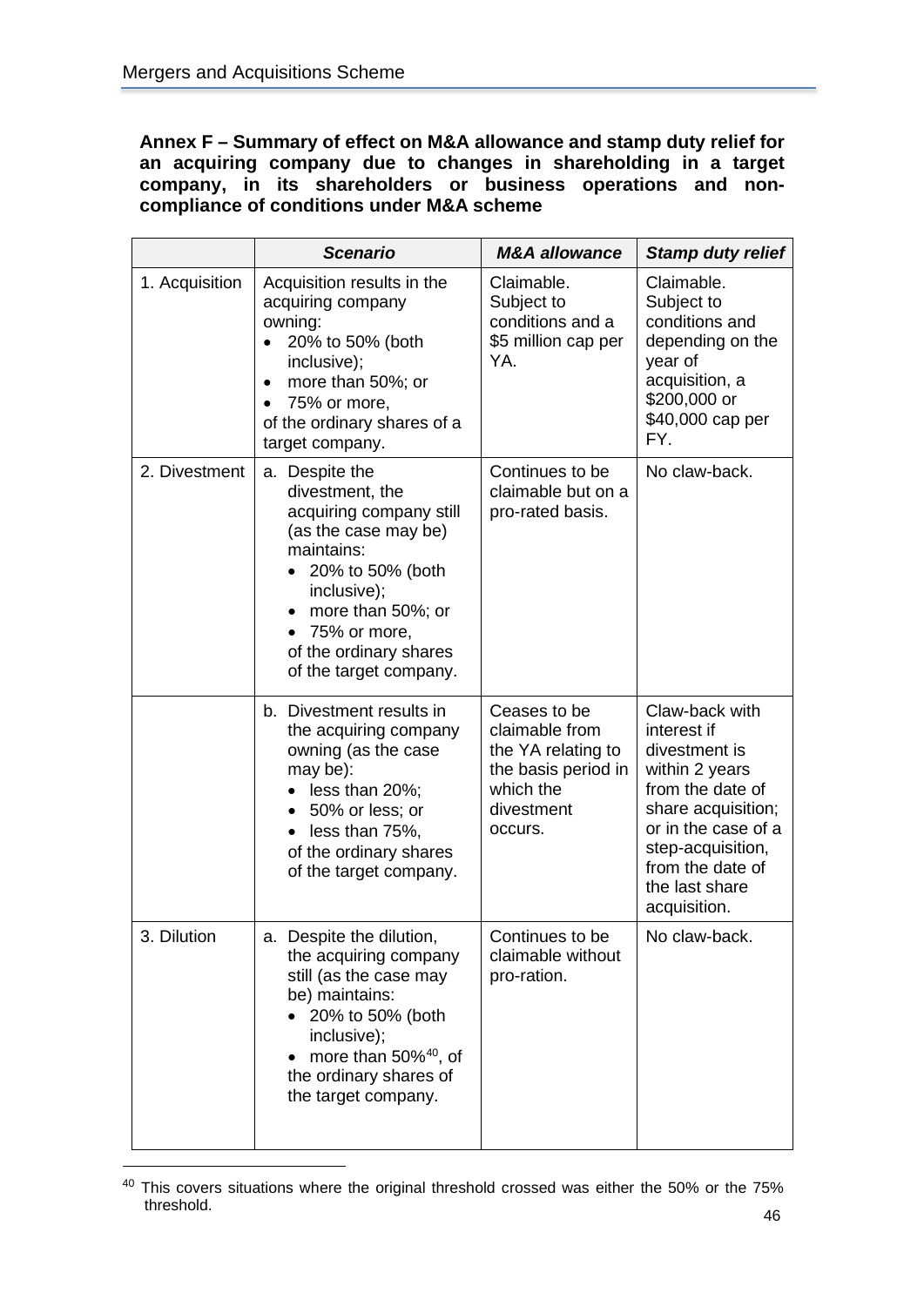**Annex F – Summary of effect on M&A allowance and stamp duty relief for an acquiring company due to changes in shareholding in a target company, in its shareholders or business operations and non-compliance of conditions under M&A scheme**

| | ***Scenario*** | ***M&A allowance*** | ***Stamp duty relief*** |
|---|---|---|---|
| 1. Acquisition | Acquisition results in the acquiring company owning:<br>• 20% to 50% (both inclusive);<br>• more than 50%; or<br>• 75% or more,<br>of the ordinary shares of a target company. | Claimable. Subject to conditions and a $5 million cap per YA. | Claimable. Subject to conditions and depending on the year of acquisition, a $200,000 or $40,000 cap per FY. |
| 2. Divestment | a. Despite the divestment, the acquiring company still (as the case may be) maintains:<br>• 20% to 50% (both inclusive);<br>• more than 50%; or<br>• 75% or more,<br>of the ordinary shares of the target company. | Continues to be claimable but on a pro-rated basis. | No claw-back. |
| | b. Divestment results in the acquiring company owning (as the case may be):<br>• less than 20%;<br>• 50% or less; or<br>• less than 75%,<br>of the ordinary shares of the target company. | Ceases to be claimable from the YA relating to the basis period in which the divestment occurs. | Claw-back with interest if divestment is within 2 years from the date of share acquisition; or in the case of a step-acquisition, from the date of the last share acquisition. |
| 3. Dilution | a. Despite the dilution, the acquiring company still (as the case may be) maintains:<br>• 20% to 50% (both inclusive);<br>• more than 50%[40], of the ordinary shares of the target company. | Continues to be claimable without pro-ration. | No claw-back. |

[40] This covers situations where the original threshold crossed was either the 50% or the 75% threshold.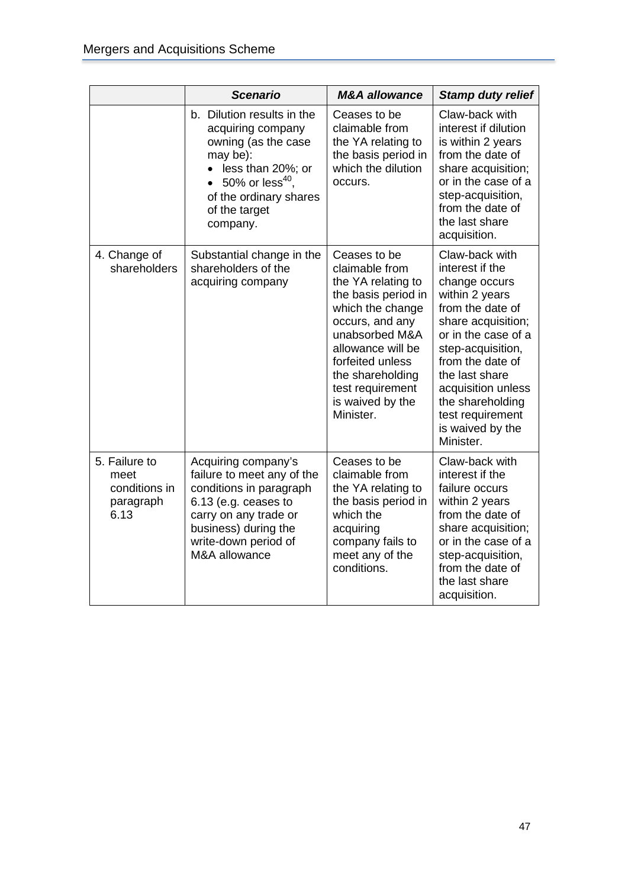| | *Scenario* | *M&A allowance* | *Stamp duty relief* |
|---|---|---|---|
| | b. Dilution results in the acquiring company owning (as the case may be): • less than 20%; or • 50% or less[40], of the ordinary shares of the target company. | Ceases to be claimable from the YA relating to the basis period in which the dilution occurs. | Claw-back with interest if dilution is within 2 years from the date of share acquisition; or in the case of a step-acquisition, from the date of the last share acquisition. |
| 4. Change of shareholders | Substantial change in the shareholders of the acquiring company | Ceases to be claimable from the YA relating to the basis period in which the change occurs, and any unabsorbed M&A allowance will be forfeited unless the shareholding test requirement is waived by the Minister. | Claw-back with interest if the change occurs within 2 years from the date of share acquisition; or in the case of a step-acquisition, from the date of the last share acquisition unless the shareholding test requirement is waived by the Minister. |
| 5. Failure to meet conditions in paragraph 6.13 | Acquiring company's failure to meet any of the conditions in paragraph 6.13 (e.g. ceases to carry on any trade or business) during the write-down period of M&A allowance | Ceases to be claimable from the YA relating to the basis period in which the acquiring company fails to meet any of the conditions. | Claw-back with interest if the failure occurs within 2 years from the date of share acquisition; or in the case of a step-acquisition, from the date of the last share acquisition. |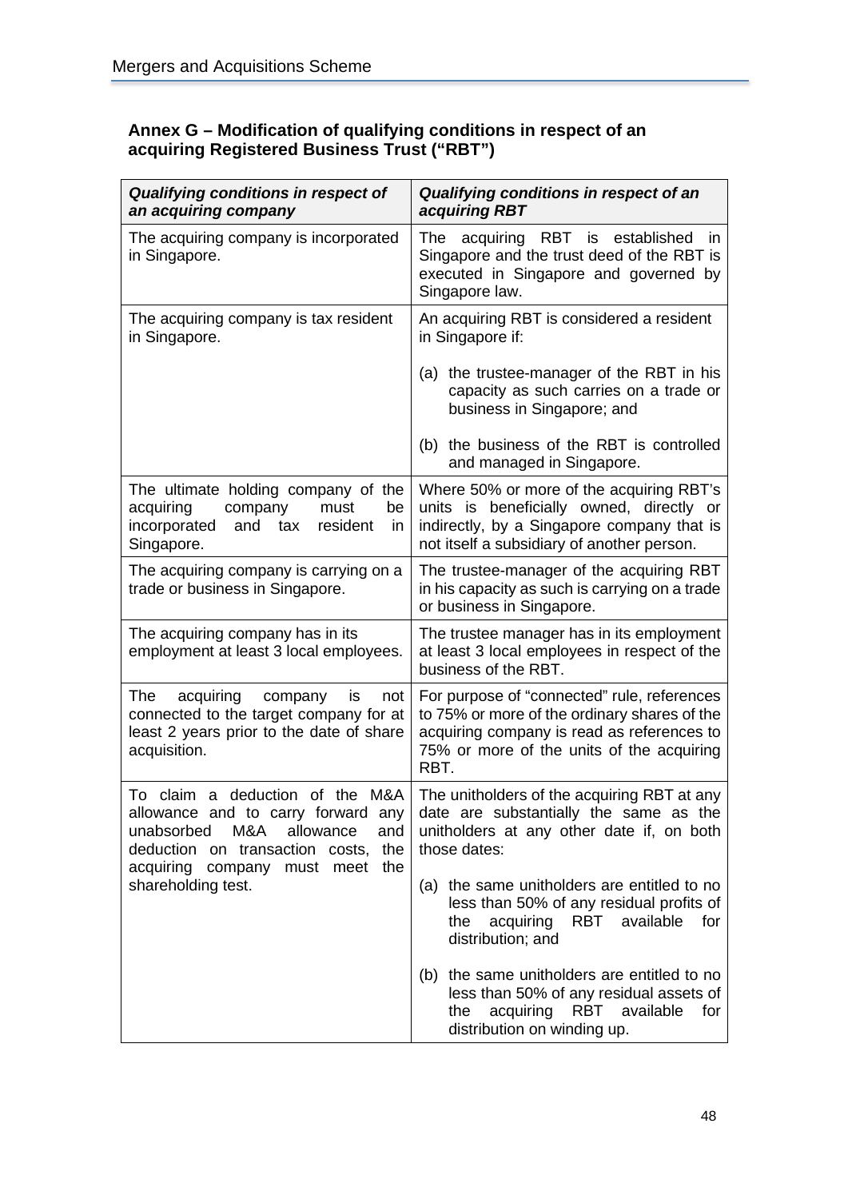## Annex G – Modification of qualifying conditions in respect of an acquiring Registered Business Trust ("RBT")

| ***Qualifying conditions in respect of an acquiring company*** | ***Qualifying conditions in respect of an acquiring RBT*** |
|---|---|
| The acquiring company is incorporated in Singapore. | The acquiring RBT is established in Singapore and the trust deed of the RBT is executed in Singapore and governed by Singapore law. |
| The acquiring company is tax resident in Singapore. | An acquiring RBT is considered a resident in Singapore if:<br><br>(a) the trustee-manager of the RBT in his capacity as such carries on a trade or business in Singapore; and<br><br>(b) the business of the RBT is controlled and managed in Singapore. |
| The ultimate holding company of the acquiring company must be incorporated and tax resident in Singapore. | Where 50% or more of the acquiring RBT's units is beneficially owned, directly or indirectly, by a Singapore company that is not itself a subsidiary of another person. |
| The acquiring company is carrying on a trade or business in Singapore. | The trustee-manager of the acquiring RBT in his capacity as such is carrying on a trade or business in Singapore. |
| The acquiring company has in its employment at least 3 local employees. | The trustee manager has in its employment at least 3 local employees in respect of the business of the RBT. |
| The acquiring company is not connected to the target company for at least 2 years prior to the date of share acquisition. | For purpose of "connected" rule, references to 75% or more of the ordinary shares of the acquiring company is read as references to 75% or more of the units of the acquiring RBT. |
| To claim a deduction of the M&A allowance and to carry forward any unabsorbed M&A allowance and deduction on transaction costs, the acquiring company must meet the shareholding test. | The unitholders of the acquiring RBT at any date are substantially the same as the unitholders at any other date if, on both those dates:<br><br>(a) the same unitholders are entitled to no less than 50% of any residual profits of the acquiring RBT available for distribution; and<br><br>(b) the same unitholders are entitled to no less than 50% of any residual assets of the acquiring RBT available for distribution on winding up. |